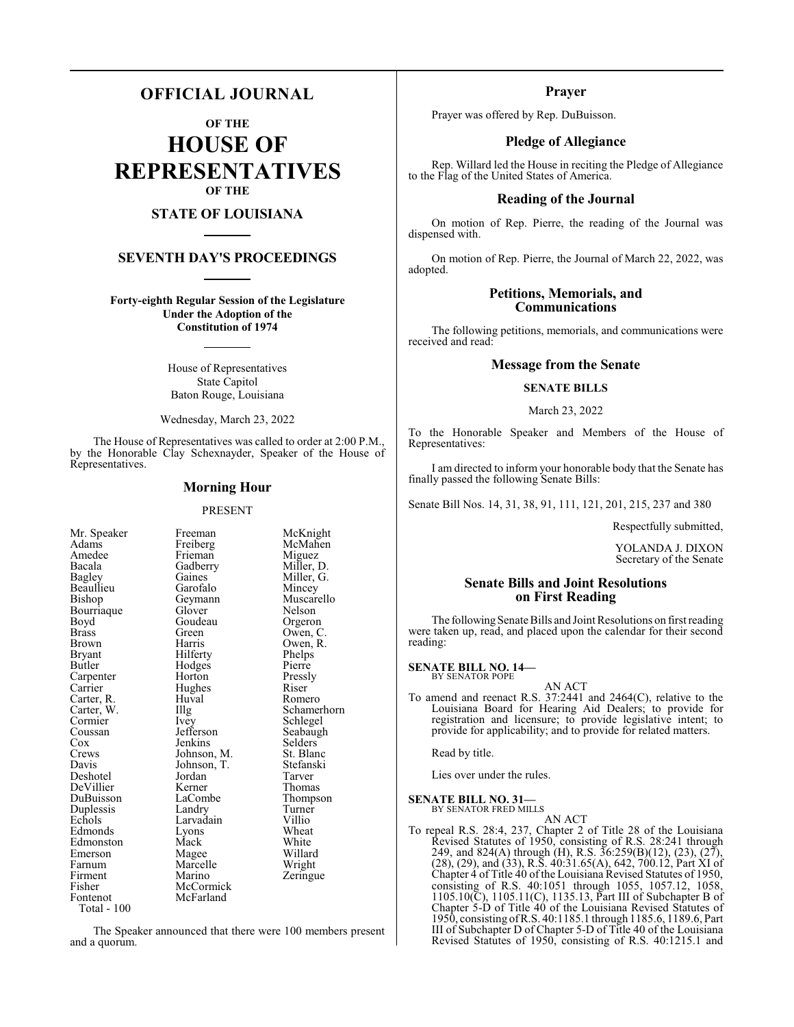# OFFICIAL JOURNAL

OF THE

# HOUSE OF REPRESENTATIVES

OF THE

## STATE OF LOUISIANA

## SEVENTH DAY'S PROCEEDINGS

**Forty-eighth Regular Session of the Legislature Under the Adoption of the Constitution of 1974**

House of Representatives
State Capitol
Baton Rouge, Louisiana

Wednesday, March 23, 2022

The House of Representatives was called to order at 2:00 P.M., by the Honorable Clay Schexnayder, Speaker of the House of Representatives.

## Morning Hour

PRESENT

| | | |
|---|---|---|
| Mr. Speaker | Freeman | McKnight |
| Adams | Freiberg | McMahen |
| Amedee | Frieman | Miguez |
| Bacala | Gadberry | Miller, D. |
| Bagley | Gaines | Miller, G. |
| Beaullieu | Garofalo | Mincey |
| Bishop | Geymann | Muscarello |
| Bourriaque | Glover | Nelson |
| Boyd | Goudeau | Orgeron |
| Brass | Green | Owen, C. |
| Brown | Harris | Owen, R. |
| Bryant | Hilferty | Phelps |
| Butler | Hodges | Pierre |
| Carpenter | Horton | Pressly |
| Carrier | Hughes | Riser |
| Carter, R. | Huval | Romero |
| Carter, W. | Illg | Schamerhorn |
| Cormier | Ivey | Schlegel |
| Coussan | Jefferson | Seabaugh |
| Cox | Jenkins | Selders |
| Crews | Johnson, M. | St. Blanc |
| Davis | Johnson, T. | Stefanski |
| Deshotel | Jordan | Tarver |
| DeVillier | Kerner | Thomas |
| DuBuisson | LaCombe | Thompson |
| Duplessis | Landry | Turner |
| Echols | Larvadain | Villio |
| Edmonds | Lyons | Wheat |
| Edmonston | Mack | White |
| Emerson | Magee | Willard |
| Farnum | Marcelle | Wright |
| Firment | Marino | Zeringue |
| Fisher | McCormick | |
| Fontenot | McFarland | |

Total - 100

The Speaker announced that there were 100 members present and a quorum.

## Prayer

Prayer was offered by Rep. DuBuisson.

## Pledge of Allegiance

Rep. Willard led the House in reciting the Pledge of Allegiance to the Flag of the United States of America.

## Reading of the Journal

On motion of Rep. Pierre, the reading of the Journal was dispensed with.

On motion of Rep. Pierre, the Journal of March 22, 2022, was adopted.

## Petitions, Memorials, and Communications

The following petitions, memorials, and communications were received and read:

## Message from the Senate

**SENATE BILLS**

March 23, 2022

To the Honorable Speaker and Members of the House of Representatives:

I am directed to inform your honorable body that the Senate has finally passed the following Senate Bills:

Senate Bill Nos. 14, 31, 38, 91, 111, 121, 201, 215, 237 and 380

Respectfully submitted,

YOLANDA J. DIXON
Secretary of the Senate

## Senate Bills and Joint Resolutions on First Reading

The following Senate Bills and Joint Resolutions on first reading were taken up, read, and placed upon the calendar for their second reading:

**SENATE BILL NO. 14—**
BY SENATOR POPE

AN ACT

To amend and reenact R.S. 37:2441 and 2464(C), relative to the Louisiana Board for Hearing Aid Dealers; to provide for registration and licensure; to provide legislative intent; to provide for applicability; and to provide for related matters.

Read by title.

Lies over under the rules.

**SENATE BILL NO. 31—**
BY SENATOR FRED MILLS

AN ACT

To repeal R.S. 28:4, 237, Chapter 2 of Title 28 of the Louisiana Revised Statutes of 1950, consisting of R.S. 28:241 through 249, and 824(A) through (H), R.S. 36:259(B)(12), (23), (27), (28), (29), and (33), R.S. 40:31.65(A), 642, 700.12, Part XI of Chapter 4 of Title 40 of the Louisiana Revised Statutes of 1950, consisting of R.S. 40:1051 through 1055, 1057.12, 1058, 1105.10(C), 1105.11(C), 1135.13, Part III of Subchapter B of Chapter 5-D of Title 40 of the Louisiana Revised Statutes of 1950, consisting of R.S. 40:1185.1 through 1185.6, 1189.6, Part III of Subchapter D of Chapter 5-D of Title 40 of the Louisiana Revised Statutes of 1950, consisting of R.S. 40:1215.1 and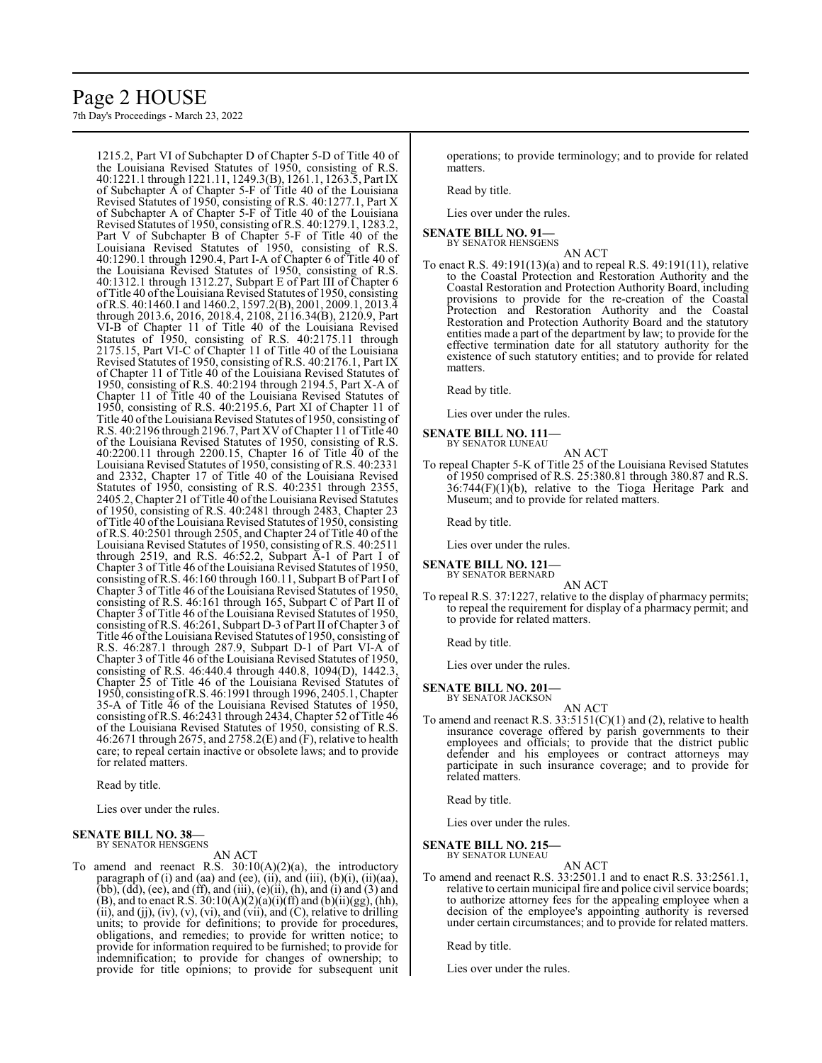1215.2, Part VI of Subchapter D of Chapter 5-D of Title 40 of the Louisiana Revised Statutes of 1950, consisting of R.S. 40:1221.1 through 1221.11, 1249.3(B), 1261.1, 1263.5, Part IX of Subchapter A of Chapter 5-F of Title 40 of the Louisiana Revised Statutes of 1950, consisting of R.S. 40:1277.1, Part X of Subchapter A of Chapter 5-F of Title 40 of the Louisiana Revised Statutes of 1950, consisting of R.S. 40:1279.1, 1283.2, Part V of Subchapter B of Chapter 5-F of Title 40 of the Louisiana Revised Statutes of 1950, consisting of R.S. 40:1290.1 through 1290.4, Part I-A of Chapter 6 of Title 40 of the Louisiana Revised Statutes of 1950, consisting of R.S. 40:1312.1 through 1312.27, Subpart E of Part III of Chapter 6 of Title 40 of the Louisiana Revised Statutes of 1950, consisting of R.S. 40:1460.1 and 1460.2, 1597.2(B), 2001, 2009.1, 2013.4 through 2013.6, 2016, 2018.4, 2108, 2116.34(B), 2120.9, Part VI-B of Chapter 11 of Title 40 of the Louisiana Revised Statutes of 1950, consisting of R.S. 40:2175.11 through 2175.15, Part VI-C of Chapter 11 of Title 40 of the Louisiana Revised Statutes of 1950, consisting of R.S. 40:2176.1, Part IX of Chapter 11 of Title 40 of the Louisiana Revised Statutes of 1950, consisting of R.S. 40:2194 through 2194.5, Part X-A of Chapter 11 of Title 40 of the Louisiana Revised Statutes of 1950, consisting of R.S. 40:2195.6, Part XI of Chapter 11 of Title 40 of the Louisiana Revised Statutes of 1950, consisting of R.S. 40:2196 through 2196.7, Part XV of Chapter 11 of Title 40 of the Louisiana Revised Statutes of 1950, consisting of R.S. 40:2200.11 through 2200.15, Chapter 16 of Title 40 of the Louisiana Revised Statutes of 1950, consisting of R.S. 40:2331 and 2332, Chapter 17 of Title 40 of the Louisiana Revised Statutes of 1950, consisting of R.S. 40:2351 through 2355, 2405.2, Chapter 21 of Title 40 of the Louisiana Revised Statutes of 1950, consisting of R.S. 40:2481 through 2483, Chapter 23 of Title 40 of the Louisiana Revised Statutes of 1950, consisting of R.S. 40:2501 through 2505, and Chapter 24 of Title 40 of the Louisiana Revised Statutes of 1950, consisting of R.S. 40:2511 through 2519, and R.S. 46:52.2, Subpart A-1 of Part I of Chapter 3 of Title 46 of the Louisiana Revised Statutes of 1950, consisting of R.S. 46:160 through 160.11, Subpart B of Part I of Chapter 3 of Title 46 of the Louisiana Revised Statutes of 1950, consisting of R.S. 46:161 through 165, Subpart C of Part II of Chapter 3 of Title 46 of the Louisiana Revised Statutes of 1950, consisting of R.S. 46:261, Subpart D-3 of Part II of Chapter 3 of Title 46 of the Louisiana Revised Statutes of 1950, consisting of R.S. 46:287.1 through 287.9, Subpart D-1 of Part VI-A of Chapter 3 of Title 46 of the Louisiana Revised Statutes of 1950, consisting of R.S. 46:440.4 through 440.8, 1094(D), 1442.3, Chapter 25 of Title 46 of the Louisiana Revised Statutes of 1950, consisting of R.S. 46:1991 through 1996, 2405.1, Chapter 35-A of Title 46 of the Louisiana Revised Statutes of 1950, consisting of R.S. 46:2431 through 2434, Chapter 52 of Title 46 of the Louisiana Revised Statutes of 1950, consisting of R.S. 46:2671 through 2675, and 2758.2(E) and (F), relative to health care; to repeal certain inactive or obsolete laws; and to provide for related matters.

Read by title.

Lies over under the rules.

**SENATE BILL NO. 38—**
BY SENATOR HENSGENS

AN ACT

To amend and reenact R.S. 30:10(A)(2)(a), the introductory paragraph of (i) and (aa) and (ee), (ii), and (iii), (b)(i), (ii)(aa), (bb), (dd), (ee), and (ff), and (iii), (e)(ii), (h), and (i) and (3) and (B), and to enact R.S. 30:10(A)(2)(a)(i)(ff) and (b)(ii)(gg), (hh), (ii), and (jj), (iv), (v), (vi), and (vii), and (C), relative to drilling units; to provide for definitions; to provide for procedures, obligations, and remedies; to provide for written notice; to provide for information required to be furnished; to provide for indemnification; to provide for changes of ownership; to provide for title opinions; to provide for subsequent unit operations; to provide terminology; and to provide for related matters.

Read by title.

Lies over under the rules.

**SENATE BILL NO. 91—**
BY SENATOR HENSGENS

AN ACT

To enact R.S. 49:191(13)(a) and to repeal R.S. 49:191(11), relative to the Coastal Protection and Restoration Authority and the Coastal Restoration and Protection Authority Board, including provisions to provide for the re-creation of the Coastal Protection and Restoration Authority and the Coastal Restoration and Protection Authority Board and the statutory entities made a part of the department by law; to provide for the effective termination date for all statutory authority for the existence of such statutory entities; and to provide for related matters.

Read by title.

Lies over under the rules.

**SENATE BILL NO. 111—**
BY SENATOR LUNEAU

AN ACT

To repeal Chapter 5-K of Title 25 of the Louisiana Revised Statutes of 1950 comprised of R.S. 25:380.81 through 380.87 and R.S. 36:744(F)(1)(b), relative to the Tioga Heritage Park and Museum; and to provide for related matters.

Read by title.

Lies over under the rules.

**SENATE BILL NO. 121—**
BY SENATOR BERNARD

AN ACT

To repeal R.S. 37:1227, relative to the display of pharmacy permits; to repeal the requirement for display of a pharmacy permit; and to provide for related matters.

Read by title.

Lies over under the rules.

**SENATE BILL NO. 201—**
BY SENATOR JACKSON

AN ACT

To amend and reenact R.S. 33:5151(C)(1) and (2), relative to health insurance coverage offered by parish governments to their employees and officials; to provide that the district public defender and his employees or contract attorneys may participate in such insurance coverage; and to provide for related matters.

Read by title.

Lies over under the rules.

**SENATE BILL NO. 215—**
BY SENATOR LUNEAU

AN ACT

To amend and reenact R.S. 33:2501.1 and to enact R.S. 33:2561.1, relative to certain municipal fire and police civil service boards; to authorize attorney fees for the appealing employee when a decision of the employee's appointing authority is reversed under certain circumstances; and to provide for related matters.

Read by title.

Lies over under the rules.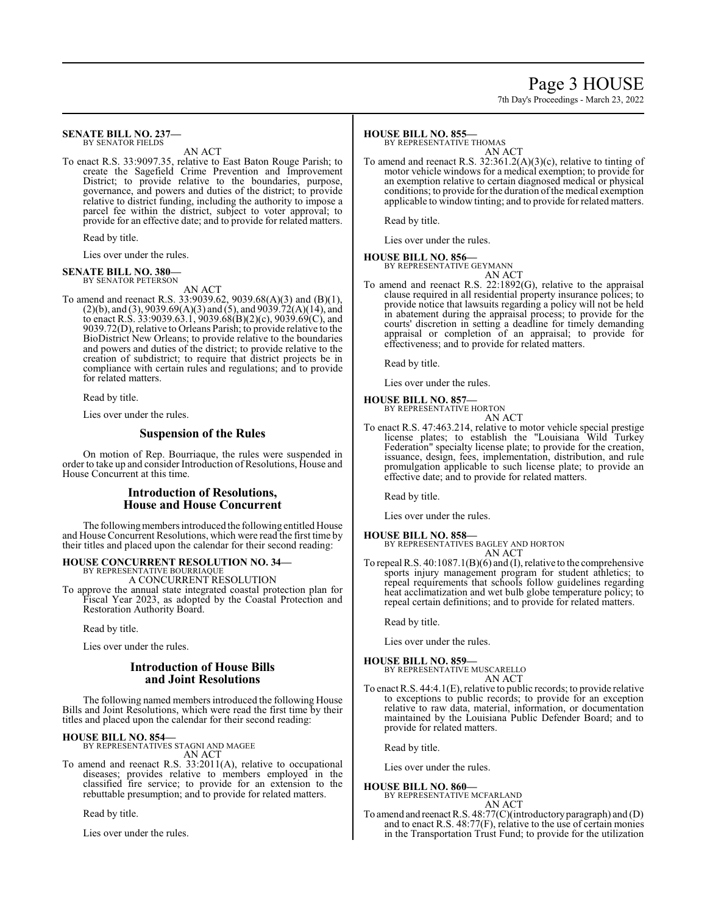**SENATE BILL NO. 237—**
BY SENATOR FIELDS

AN ACT

To enact R.S. 33:9097.35, relative to East Baton Rouge Parish; to create the Sagefield Crime Prevention and Improvement District; to provide relative to the boundaries, purpose, governance, and powers and duties of the district; to provide relative to district funding, including the authority to impose a parcel fee within the district, subject to voter approval; to provide for an effective date; and to provide for related matters.

Read by title.

Lies over under the rules.

**SENATE BILL NO. 380—**
BY SENATOR PETERSON

AN ACT

To amend and reenact R.S. 33:9039.62, 9039.68(A)(3) and (B)(1), (2)(b), and (3), 9039.69(A)(3) and (5), and 9039.72(A)(14), and to enact R.S. 33:9039.63.1, 9039.68(B)(2)(c), 9039.69(C), and 9039.72(D), relative to Orleans Parish; to provide relative to the BioDistrict New Orleans; to provide relative to the boundaries and powers and duties of the district; to provide relative to the creation of subdistrict; to require that district projects be in compliance with certain rules and regulations; and to provide for related matters.

Read by title.

Lies over under the rules.

## Suspension of the Rules

On motion of Rep. Bourriaque, the rules were suspended in order to take up and consider Introduction of Resolutions, House and House Concurrent at this time.

## Introduction of Resolutions, House and House Concurrent

The following members introduced the following entitled House and House Concurrent Resolutions, which were read the first time by their titles and placed upon the calendar for their second reading:

**HOUSE CONCURRENT RESOLUTION NO. 34—**
BY REPRESENTATIVE BOURRIAQUE

A CONCURRENT RESOLUTION

To approve the annual state integrated coastal protection plan for Fiscal Year 2023, as adopted by the Coastal Protection and Restoration Authority Board.

Read by title.

Lies over under the rules.

## Introduction of House Bills and Joint Resolutions

The following named members introduced the following House Bills and Joint Resolutions, which were read the first time by their titles and placed upon the calendar for their second reading:

**HOUSE BILL NO. 854—**
BY REPRESENTATIVES STAGNI AND MAGEE

AN ACT

To amend and reenact R.S. 33:2011(A), relative to occupational diseases; provides relative to members employed in the classified fire service; to provide for an extension to the rebuttable presumption; and to provide for related matters.

Read by title.

Lies over under the rules.

**HOUSE BILL NO. 855—**
BY REPRESENTATIVE THOMAS

AN ACT

To amend and reenact R.S. 32:361.2(A)(3)(c), relative to tinting of motor vehicle windows for a medical exemption; to provide for an exemption relative to certain diagnosed medical or physical conditions; to provide for the duration of the medical exemption applicable to window tinting; and to provide for related matters.

Read by title.

Lies over under the rules.

**HOUSE BILL NO. 856—**
BY REPRESENTATIVE GEYMANN

AN ACT

To amend and reenact R.S. 22:1892(G), relative to the appraisal clause required in all residential property insurance polices; to provide notice that lawsuits regarding a policy will not be held in abatement during the appraisal process; to provide for the courts' discretion in setting a deadline for timely demanding appraisal or completion of an appraisal; to provide for effectiveness; and to provide for related matters.

Read by title.

Lies over under the rules.

**HOUSE BILL NO. 857—**
BY REPRESENTATIVE HORTON

AN ACT

To enact R.S. 47:463.214, relative to motor vehicle special prestige license plates; to establish the "Louisiana Wild Turkey Federation" specialty license plate; to provide for the creation, issuance, design, fees, implementation, distribution, and rule promulgation applicable to such license plate; to provide an effective date; and to provide for related matters.

Read by title.

Lies over under the rules.

**HOUSE BILL NO. 858—**
BY REPRESENTATIVES BAGLEY AND HORTON

AN ACT

To repeal R.S. 40:1087.1(B)(6) and (I), relative to the comprehensive sports injury management program for student athletics; to repeal requirements that schools follow guidelines regarding heat acclimatization and wet bulb globe temperature policy; to repeal certain definitions; and to provide for related matters.

Read by title.

Lies over under the rules.

**HOUSE BILL NO. 859—**
BY REPRESENTATIVE MUSCARELLO

AN ACT

To enact R.S. 44:4.1(E), relative to public records; to provide relative to exceptions to public records; to provide for an exception relative to raw data, material, information, or documentation maintained by the Louisiana Public Defender Board; and to provide for related matters.

Read by title.

Lies over under the rules.

**HOUSE BILL NO. 860—**
BY REPRESENTATIVE MCFARLAND

AN ACT

To amend and reenact R.S. 48:77(C)(introductory paragraph) and (D) and to enact R.S. 48:77(F), relative to the use of certain monies in the Transportation Trust Fund; to provide for the utilization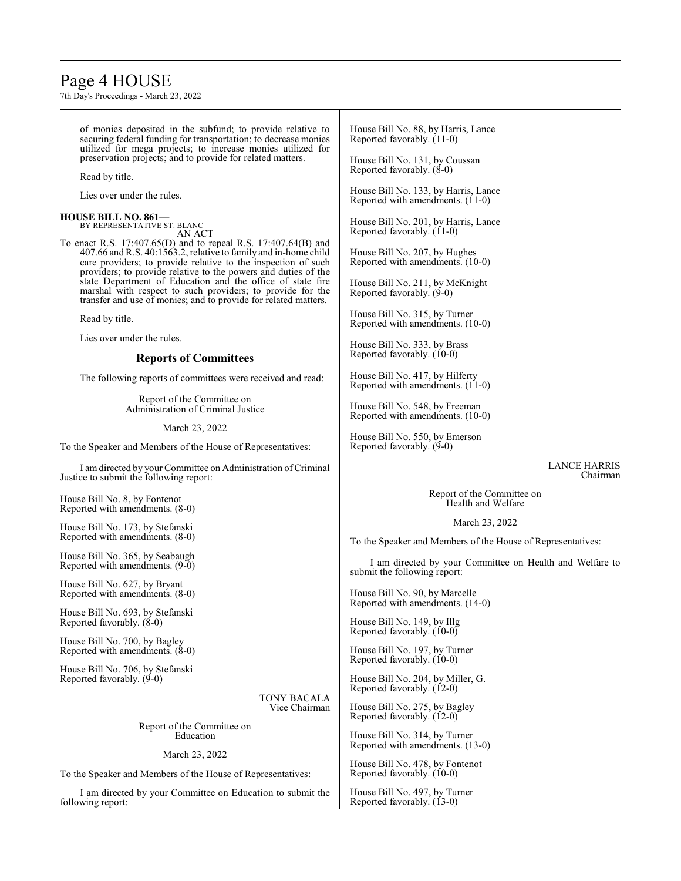of monies deposited in the subfund; to provide relative to securing federal funding for transportation; to decrease monies utilized for mega projects; to increase monies utilized for preservation projects; and to provide for related matters.

Read by title.

Lies over under the rules.

**HOUSE BILL NO. 861—**
BY REPRESENTATIVE ST. BLANC
AN ACT

To enact R.S. 17:407.65(D) and to repeal R.S. 17:407.64(B) and 407.66 and R.S. 40:1563.2, relative to family and in-home child care providers; to provide relative to the inspection of such providers; to provide relative to the powers and duties of the state Department of Education and the office of state fire marshal with respect to such providers; to provide for the transfer and use of monies; and to provide for related matters.

Read by title.

Lies over under the rules.

## Reports of Committees

The following reports of committees were received and read:

Report of the Committee on
Administration of Criminal Justice

March 23, 2022

To the Speaker and Members of the House of Representatives:

I am directed by your Committee on Administration of Criminal Justice to submit the following report:

House Bill No. 8, by Fontenot
Reported with amendments. (8-0)

House Bill No. 173, by Stefanski
Reported with amendments. (8-0)

House Bill No. 365, by Seabaugh
Reported with amendments. (9-0)

House Bill No. 627, by Bryant
Reported with amendments. (8-0)

House Bill No. 693, by Stefanski
Reported favorably. (8-0)

House Bill No. 700, by Bagley
Reported with amendments. (8-0)

House Bill No. 706, by Stefanski
Reported favorably. (9-0)

TONY BACALA
Vice Chairman

Report of the Committee on
Education

March 23, 2022

To the Speaker and Members of the House of Representatives:

I am directed by your Committee on Education to submit the following report:

House Bill No. 88, by Harris, Lance
Reported favorably. (11-0)

House Bill No. 131, by Coussan
Reported favorably. (8-0)

House Bill No. 133, by Harris, Lance
Reported with amendments. (11-0)

House Bill No. 201, by Harris, Lance
Reported favorably. (11-0)

House Bill No. 207, by Hughes
Reported with amendments. (10-0)

House Bill No. 211, by McKnight
Reported favorably. (9-0)

House Bill No. 315, by Turner
Reported with amendments. (10-0)

House Bill No. 333, by Brass
Reported favorably. (10-0)

House Bill No. 417, by Hilferty
Reported with amendments. (11-0)

House Bill No. 548, by Freeman
Reported with amendments. (10-0)

House Bill No. 550, by Emerson
Reported favorably. (9-0)

LANCE HARRIS
Chairman

Report of the Committee on
Health and Welfare

March 23, 2022

To the Speaker and Members of the House of Representatives:

I am directed by your Committee on Health and Welfare to submit the following report:

House Bill No. 90, by Marcelle
Reported with amendments. (14-0)

House Bill No. 149, by Illg
Reported favorably. (10-0)

House Bill No. 197, by Turner
Reported favorably. (10-0)

House Bill No. 204, by Miller, G.
Reported favorably. (12-0)

House Bill No. 275, by Bagley
Reported favorably. (12-0)

House Bill No. 314, by Turner
Reported with amendments. (13-0)

House Bill No. 478, by Fontenot
Reported favorably. (10-0)

House Bill No. 497, by Turner
Reported favorably. (13-0)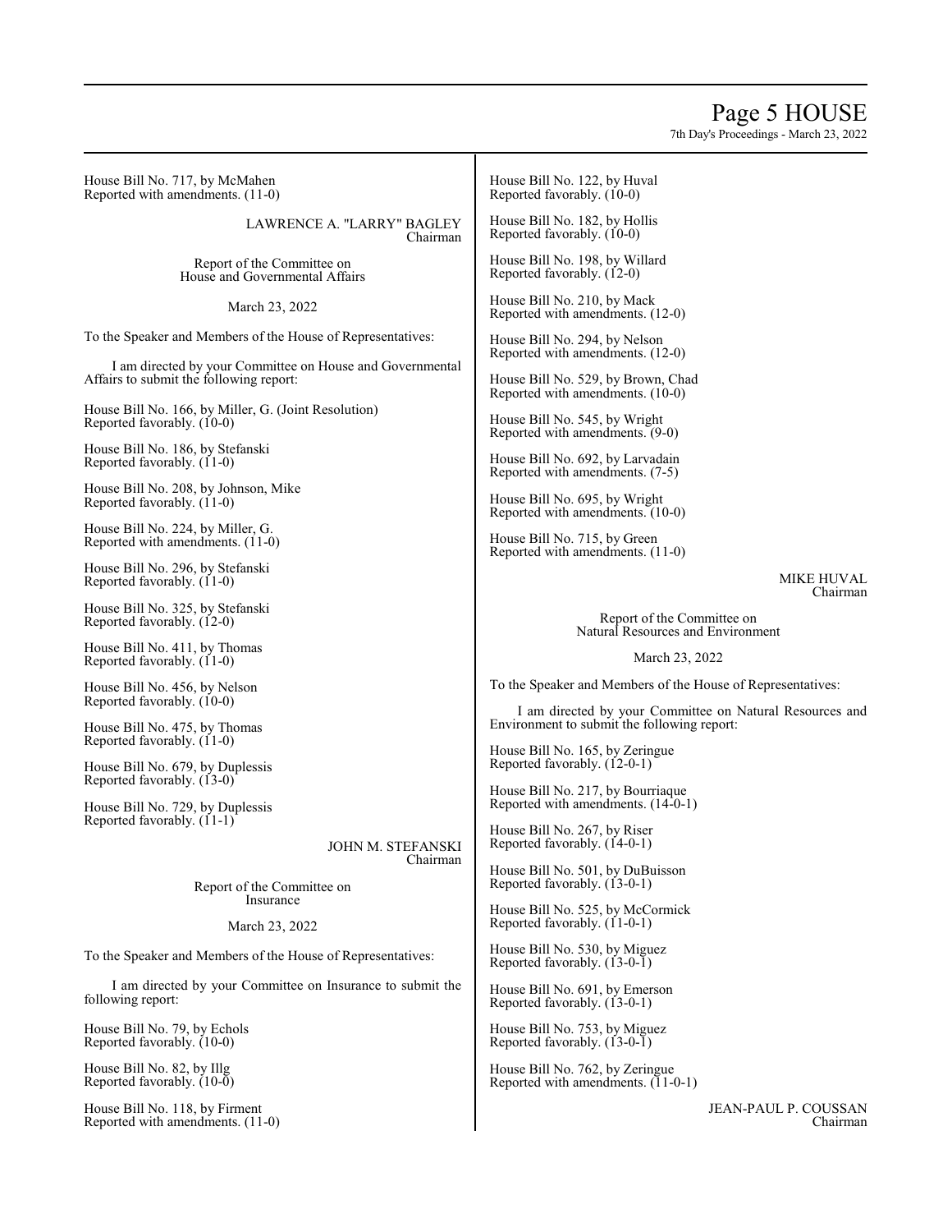House Bill No. 717, by McMahen
Reported with amendments. (11-0)

LAWRENCE A. "LARRY" BAGLEY
Chairman

Report of the Committee on
House and Governmental Affairs

March 23, 2022

To the Speaker and Members of the House of Representatives:

I am directed by your Committee on House and Governmental Affairs to submit the following report:

House Bill No. 166, by Miller, G. (Joint Resolution)
Reported favorably. (10-0)

House Bill No. 186, by Stefanski
Reported favorably. (11-0)

House Bill No. 208, by Johnson, Mike
Reported favorably. (11-0)

House Bill No. 224, by Miller, G.
Reported with amendments. (11-0)

House Bill No. 296, by Stefanski
Reported favorably. (11-0)

House Bill No. 325, by Stefanski
Reported favorably. (12-0)

House Bill No. 411, by Thomas
Reported favorably. (11-0)

House Bill No. 456, by Nelson
Reported favorably. (10-0)

House Bill No. 475, by Thomas
Reported favorably. (11-0)

House Bill No. 679, by Duplessis
Reported favorably. (13-0)

House Bill No. 729, by Duplessis
Reported favorably. (11-1)

JOHN M. STEFANSKI
Chairman

Report of the Committee on
Insurance

March 23, 2022

To the Speaker and Members of the House of Representatives:

I am directed by your Committee on Insurance to submit the following report:

House Bill No. 79, by Echols
Reported favorably. (10-0)

House Bill No. 82, by Illg
Reported favorably. (10-0)

House Bill No. 118, by Firment
Reported with amendments. (11-0)

House Bill No. 122, by Huval
Reported favorably. (10-0)

House Bill No. 182, by Hollis
Reported favorably. (10-0)

House Bill No. 198, by Willard
Reported favorably. (12-0)

House Bill No. 210, by Mack
Reported with amendments. (12-0)

House Bill No. 294, by Nelson
Reported with amendments. (12-0)

House Bill No. 529, by Brown, Chad
Reported with amendments. (10-0)

House Bill No. 545, by Wright
Reported with amendments. (9-0)

House Bill No. 692, by Larvadain
Reported with amendments. (7-5)

House Bill No. 695, by Wright
Reported with amendments. (10-0)

House Bill No. 715, by Green
Reported with amendments. (11-0)

MIKE HUVAL
Chairman

Report of the Committee on
Natural Resources and Environment

March 23, 2022

To the Speaker and Members of the House of Representatives:

I am directed by your Committee on Natural Resources and Environment to submit the following report:

House Bill No. 165, by Zeringue
Reported favorably. (12-0-1)

House Bill No. 217, by Bourriaque
Reported with amendments. (14-0-1)

House Bill No. 267, by Riser
Reported favorably. (14-0-1)

House Bill No. 501, by DuBuisson
Reported favorably. (13-0-1)

House Bill No. 525, by McCormick
Reported favorably. (11-0-1)

House Bill No. 530, by Miguez
Reported favorably. (13-0-1)

House Bill No. 691, by Emerson
Reported favorably. (13-0-1)

House Bill No. 753, by Miguez
Reported favorably. (13-0-1)

House Bill No. 762, by Zeringue
Reported with amendments. (11-0-1)

JEAN-PAUL P. COUSSAN
Chairman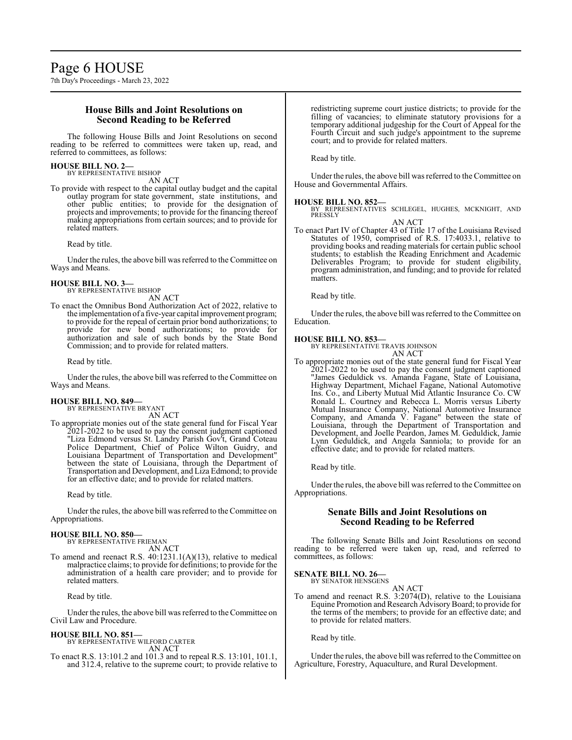## House Bills and Joint Resolutions on Second Reading to be Referred

The following House Bills and Joint Resolutions on second reading to be referred to committees were taken up, read, and referred to committees, as follows:

**HOUSE BILL NO. 2—**
BY REPRESENTATIVE BISHOP
AN ACT
To provide with respect to the capital outlay budget and the capital outlay program for state government, state institutions, and other public entities; to provide for the designation of projects and improvements; to provide for the financing thereof making appropriations from certain sources; and to provide for related matters.

Read by title.

Under the rules, the above bill was referred to the Committee on Ways and Means.

**HOUSE BILL NO. 3—**
BY REPRESENTATIVE BISHOP
AN ACT
To enact the Omnibus Bond Authorization Act of 2022, relative to the implementation of a five-year capital improvement program; to provide for the repeal of certain prior bond authorizations; to provide for new bond authorizations; to provide for authorization and sale of such bonds by the State Bond Commission; and to provide for related matters.

Read by title.

Under the rules, the above bill was referred to the Committee on Ways and Means.

**HOUSE BILL NO. 849—**
BY REPRESENTATIVE BRYANT
AN ACT
To appropriate monies out of the state general fund for Fiscal Year 2021-2022 to be used to pay the consent judgment captioned "Liza Edmond versus St. Landry Parish Gov't, Grand Coteau Police Department, Chief of Police Wilton Guidry, and Louisiana Department of Transportation and Development" between the state of Louisiana, through the Department of Transportation and Development, and Liza Edmond; to provide for an effective date; and to provide for related matters.

Read by title.

Under the rules, the above bill was referred to the Committee on Appropriations.

**HOUSE BILL NO. 850—**
BY REPRESENTATIVE FRIEMAN
AN ACT
To amend and reenact R.S. 40:1231.1(A)(13), relative to medical malpractice claims; to provide for definitions; to provide for the administration of a health care provider; and to provide for related matters.

Read by title.

Under the rules, the above bill was referred to the Committee on Civil Law and Procedure.

**HOUSE BILL NO. 851—**
BY REPRESENTATIVE WILFORD CARTER
AN ACT
To enact R.S. 13:101.2 and 101.3 and to repeal R.S. 13:101, 101.1, and 312.4, relative to the supreme court; to provide relative to redistricting supreme court justice districts; to provide for the filling of vacancies; to eliminate statutory provisions for a temporary additional judgeship for the Court of Appeal for the Fourth Circuit and such judge's appointment to the supreme court; and to provide for related matters.

Read by title.

Under the rules, the above bill was referred to the Committee on House and Governmental Affairs.

**HOUSE BILL NO. 852—**
BY REPRESENTATIVES SCHLEGEL, HUGHES, MCKNIGHT, AND PRESSLY
AN ACT
To enact Part IV of Chapter 43 of Title 17 of the Louisiana Revised Statutes of 1950, comprised of R.S. 17:4033.1, relative to providing books and reading materials for certain public school students; to establish the Reading Enrichment and Academic Deliverables Program; to provide for student eligibility, program administration, and funding; and to provide for related matters.

Read by title.

Under the rules, the above bill was referred to the Committee on Education.

**HOUSE BILL NO. 853—**
BY REPRESENTATIVE TRAVIS JOHNSON
AN ACT
To appropriate monies out of the state general fund for Fiscal Year 2021-2022 to be used to pay the consent judgment captioned "James Geduldick vs. Amanda Fagane, State of Louisiana, Highway Department, Michael Fagane, National Automotive Ins. Co., and Liberty Mutual Mid Atlantic Insurance Co. CW Ronald L. Courtney and Rebecca L. Morris versus Liberty Mutual Insurance Company, National Automotive Insurance Company, and Amanda V. Fagane" between the state of Louisiana, through the Department of Transportation and Development, and Joelle Peardon, James M. Geduldick, Jamie Lynn Geduldick, and Angela Sanniola; to provide for an effective date; and to provide for related matters.

Read by title.

Under the rules, the above bill was referred to the Committee on Appropriations.

## Senate Bills and Joint Resolutions on Second Reading to be Referred

The following Senate Bills and Joint Resolutions on second reading to be referred were taken up, read, and referred to committees, as follows:

**SENATE BILL NO. 26—**
BY SENATOR HENSGENS
AN ACT
To amend and reenact R.S. 3:2074(D), relative to the Louisiana Equine Promotion and Research Advisory Board; to provide for the terms of the members; to provide for an effective date; and to provide for related matters.

Read by title.

Under the rules, the above bill was referred to the Committee on Agriculture, Forestry, Aquaculture, and Rural Development.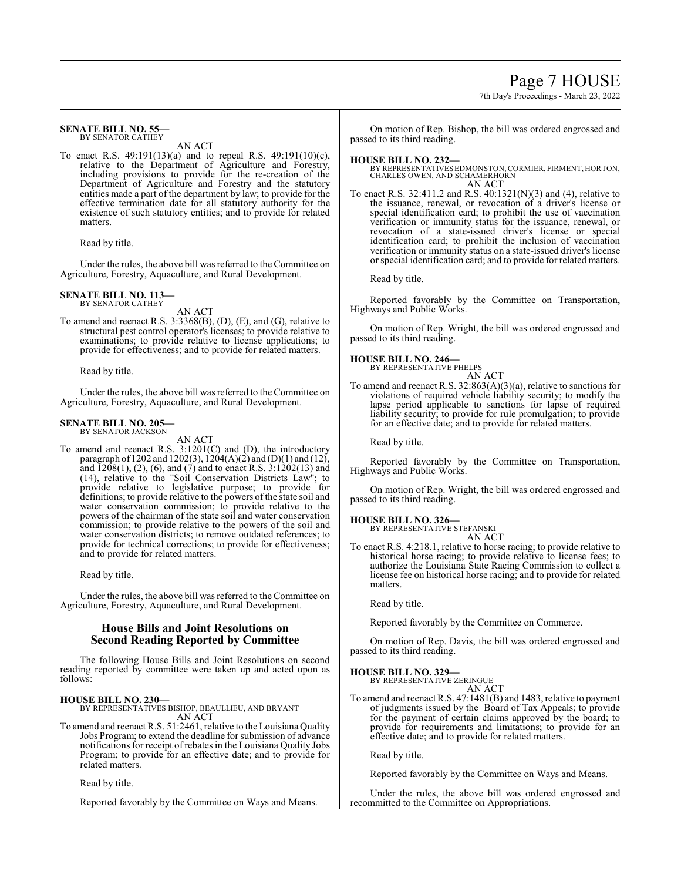**SENATE BILL NO. 55—**
BY SENATOR CATHEY

AN ACT

To enact R.S. 49:191(13)(a) and to repeal R.S. 49:191(10)(c), relative to the Department of Agriculture and Forestry, including provisions to provide for the re-creation of the Department of Agriculture and Forestry and the statutory entities made a part of the department by law; to provide for the effective termination date for all statutory authority for the existence of such statutory entities; and to provide for related matters.

Read by title.

Under the rules, the above bill was referred to the Committee on Agriculture, Forestry, Aquaculture, and Rural Development.

**SENATE BILL NO. 113—**
BY SENATOR CATHEY

AN ACT

To amend and reenact R.S. 3:3368(B), (D), (E), and (G), relative to structural pest control operator's licenses; to provide relative to examinations; to provide relative to license applications; to provide for effectiveness; and to provide for related matters.

Read by title.

Under the rules, the above bill was referred to the Committee on Agriculture, Forestry, Aquaculture, and Rural Development.

**SENATE BILL NO. 205—**
BY SENATOR JACKSON

AN ACT

To amend and reenact R.S. 3:1201(C) and (D), the introductory paragraph of 1202 and 1202(3), 1204(A)(2) and (D)(1) and (12), and 1208(1), (2), (6), and (7) and to enact R.S. 3:1202(13) and (14), relative to the "Soil Conservation Districts Law"; to provide relative to legislative purpose; to provide for definitions; to provide relative to the powers of the state soil and water conservation commission; to provide relative to the powers of the chairman of the state soil and water conservation commission; to provide relative to the powers of the soil and water conservation districts; to remove outdated references; to provide for technical corrections; to provide for effectiveness; and to provide for related matters.

Read by title.

Under the rules, the above bill was referred to the Committee on Agriculture, Forestry, Aquaculture, and Rural Development.

## House Bills and Joint Resolutions on Second Reading Reported by Committee

The following House Bills and Joint Resolutions on second reading reported by committee were taken up and acted upon as follows:

**HOUSE BILL NO. 230—**
BY REPRESENTATIVES BISHOP, BEAULLIEU, AND BRYANT

AN ACT

To amend and reenact R.S. 51:2461, relative to the Louisiana Quality Jobs Program; to extend the deadline for submission of advance notifications for receipt of rebates in the Louisiana Quality Jobs Program; to provide for an effective date; and to provide for related matters.

Read by title.

Reported favorably by the Committee on Ways and Means.

On motion of Rep. Bishop, the bill was ordered engrossed and passed to its third reading.

**HOUSE BILL NO. 232—**
BY REPRESENTATIVES EDMONSTON, CORMIER, FIRMENT, HORTON, CHARLES OWEN, AND SCHAMERHORN

AN ACT

To enact R.S. 32:411.2 and R.S. 40:1321(N)(3) and (4), relative to the issuance, renewal, or revocation of a driver's license or special identification card; to prohibit the use of vaccination verification or immunity status for the issuance, renewal, or revocation of a state-issued driver's license or special identification card; to prohibit the inclusion of vaccination verification or immunity status on a state-issued driver's license or special identification card; and to provide for related matters.

Read by title.

Reported favorably by the Committee on Transportation, Highways and Public Works.

On motion of Rep. Wright, the bill was ordered engrossed and passed to its third reading.

**HOUSE BILL NO. 246—**
BY REPRESENTATIVE PHELPS

AN ACT

To amend and reenact R.S. 32:863(A)(3)(a), relative to sanctions for violations of required vehicle liability security; to modify the lapse period applicable to sanctions for lapse of required liability security; to provide for rule promulgation; to provide for an effective date; and to provide for related matters.

Read by title.

Reported favorably by the Committee on Transportation, Highways and Public Works.

On motion of Rep. Wright, the bill was ordered engrossed and passed to its third reading.

**HOUSE BILL NO. 326—**
BY REPRESENTATIVE STEFANSKI

AN ACT

To enact R.S. 4:218.1, relative to horse racing; to provide relative to historical horse racing; to provide relative to license fees; to authorize the Louisiana State Racing Commission to collect a license fee on historical horse racing; and to provide for related matters.

Read by title.

Reported favorably by the Committee on Commerce.

On motion of Rep. Davis, the bill was ordered engrossed and passed to its third reading.

**HOUSE BILL NO. 329—**
BY REPRESENTATIVE ZERINGUE

AN ACT

To amend and reenact R.S. 47:1481(B) and 1483, relative to payment of judgments issued by the Board of Tax Appeals; to provide for the payment of certain claims approved by the board; to provide for requirements and limitations; to provide for an effective date; and to provide for related matters.

Read by title.

Reported favorably by the Committee on Ways and Means.

Under the rules, the above bill was ordered engrossed and recommitted to the Committee on Appropriations.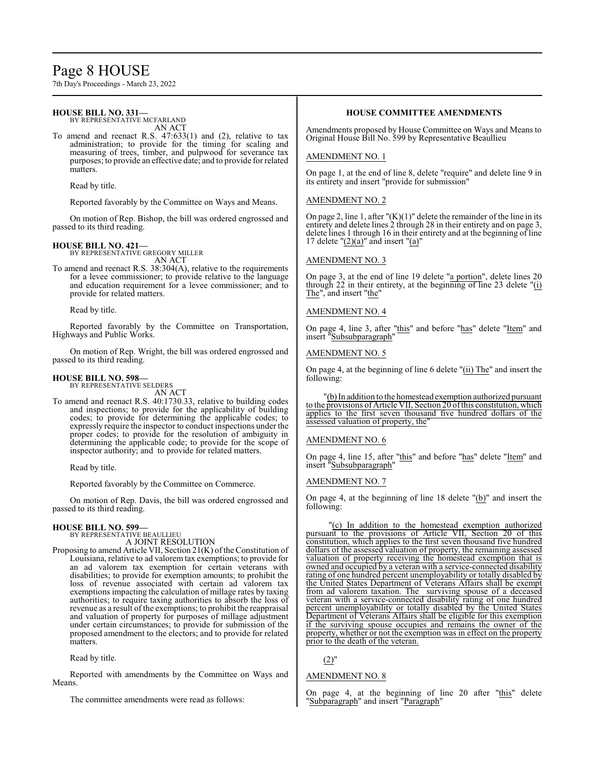**HOUSE BILL NO. 331—**
BY REPRESENTATIVE MCFARLAND
AN ACT

To amend and reenact R.S. 47:633(1) and (2), relative to tax administration; to provide for the timing for scaling and measuring of trees, timber, and pulpwood for severance tax purposes; to provide an effective date; and to provide for related matters.

Read by title.

Reported favorably by the Committee on Ways and Means.

On motion of Rep. Bishop, the bill was ordered engrossed and passed to its third reading.

**HOUSE BILL NO. 421—**
BY REPRESENTATIVE GREGORY MILLER
AN ACT

To amend and reenact R.S. 38:304(A), relative to the requirements for a levee commissioner; to provide relative to the language and education requirement for a levee commissioner; and to provide for related matters.

Read by title.

Reported favorably by the Committee on Transportation, Highways and Public Works.

On motion of Rep. Wright, the bill was ordered engrossed and passed to its third reading.

**HOUSE BILL NO. 598—**
BY REPRESENTATIVE SELDERS
AN ACT

To amend and reenact R.S. 40:1730.33, relative to building codes and inspections; to provide for the applicability of building codes; to provide for determining the applicable codes; to expressly require the inspector to conduct inspections under the proper codes; to provide for the resolution of ambiguity in determining the applicable code; to provide for the scope of inspector authority; and to provide for related matters.

Read by title.

Reported favorably by the Committee on Commerce.

On motion of Rep. Davis, the bill was ordered engrossed and passed to its third reading.

**HOUSE BILL NO. 599—**
BY REPRESENTATIVE BEAULLIEU
A JOINT RESOLUTION

Proposing to amend Article VII, Section 21(K) of the Constitution of Louisiana, relative to ad valorem tax exemptions; to provide for an ad valorem tax exemption for certain veterans with disabilities; to provide for exemption amounts; to prohibit the loss of revenue associated with certain ad valorem tax exemptions impacting the calculation of millage rates by taxing authorities; to require taxing authorities to absorb the loss of revenue as a result of the exemptions; to prohibit the reappraisal and valuation of property for purposes of millage adjustment under certain circumstances; to provide for submission of the proposed amendment to the electors; and to provide for related matters.

Read by title.

Reported with amendments by the Committee on Ways and Means.

The committee amendments were read as follows:

**HOUSE COMMITTEE AMENDMENTS**

Amendments proposed by House Committee on Ways and Means to Original House Bill No. 599 by Representative Beaullieu

AMENDMENT NO. 1

On page 1, at the end of line 8, delete "require" and delete line 9 in its entirety and insert "provide for submission"

AMENDMENT NO. 2

On page 2, line 1, after "(K)(1)" delete the remainder of the line in its entirety and delete lines 2 through 28 in their entirety and on page 3, delete lines 1 through 16 in their entirety and at the beginning of line 17 delete "(2)(a)" and insert "(a)"

AMENDMENT NO. 3

On page 3, at the end of line 19 delete "a portion", delete lines 20 through 22 in their entirety, at the beginning of line 23 delete "(i) The", and insert "the"

AMENDMENT NO. 4

On page 4, line 3, after "this" and before "has" delete "Item" and insert "Subsubparagraph"

AMENDMENT NO. 5

On page 4, at the beginning of line 6 delete "(ii) The" and insert the following:

"(b) In addition to the homestead exemption authorized pursuant to the provisions of Article VII, Section 20 of this constitution, which applies to the first seven thousand five hundred dollars of the assessed valuation of property, the"

AMENDMENT NO. 6

On page 4, line 15, after "this" and before "has" delete "Item" and insert "Subsubparagraph"

AMENDMENT NO. 7

On page 4, at the beginning of line 18 delete "(b)" and insert the following:

"(c) In addition to the homestead exemption authorized pursuant to the provisions of Article VII, Section 20 of this constitution, which applies to the first seven thousand five hundred dollars of the assessed valuation of property, the remaining assessed valuation of property receiving the homestead exemption that is owned and occupied by a veteran with a service-connected disability rating of one hundred percent unemployability or totally disabled by the United States Department of Veterans Affairs shall be exempt from ad valorem taxation. The surviving spouse of a deceased veteran with a service-connected disability rating of one hundred percent unemployability or totally disabled by the United States Department of Veterans Affairs shall be eligible for this exemption if the surviving spouse occupies and remains the owner of the property, whether or not the exemption was in effect on the property prior to the death of the veteran.

(2)"

AMENDMENT NO. 8

On page 4, at the beginning of line 20 after "this" delete "Subparagraph" and insert "Paragraph"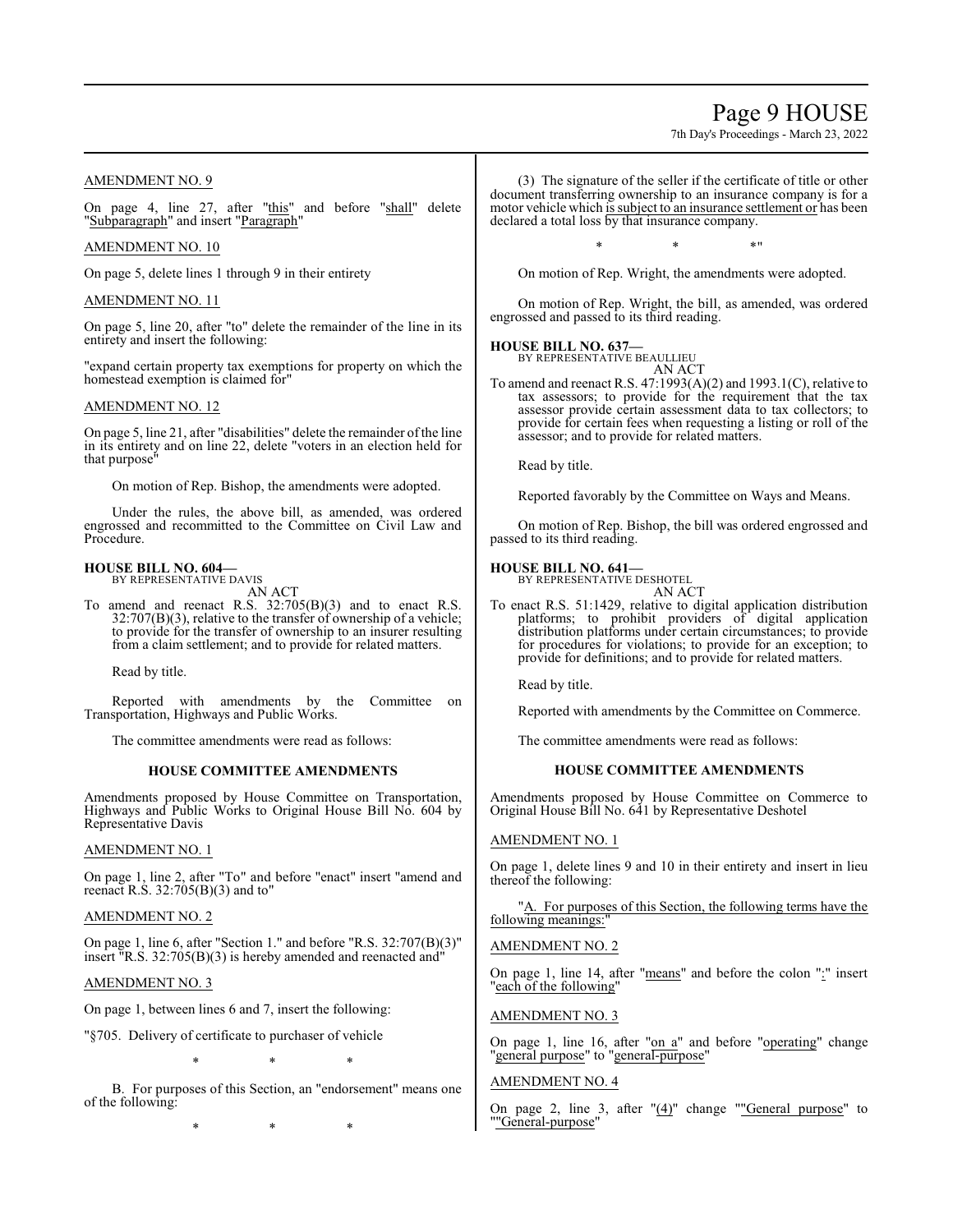AMENDMENT NO. 9

On page 4, line 27, after "this" and before "shall" delete "Subparagraph" and insert "Paragraph"

AMENDMENT NO. 10

On page 5, delete lines 1 through 9 in their entirety

AMENDMENT NO. 11

On page 5, line 20, after "to" delete the remainder of the line in its entirety and insert the following:

"expand certain property tax exemptions for property on which the homestead exemption is claimed for"

AMENDMENT NO. 12

On page 5, line 21, after "disabilities" delete the remainder of the line in its entirety and on line 22, delete "voters in an election held for that purpose"

On motion of Rep. Bishop, the amendments were adopted.

Under the rules, the above bill, as amended, was ordered engrossed and recommitted to the Committee on Civil Law and Procedure.

**HOUSE BILL NO. 604—**
BY REPRESENTATIVE DAVIS
AN ACT

To amend and reenact R.S. 32:705(B)(3) and to enact R.S. 32:707(B)(3), relative to the transfer of ownership of a vehicle; to provide for the transfer of ownership to an insurer resulting from a claim settlement; and to provide for related matters.

Read by title.

Reported with amendments by the Committee on Transportation, Highways and Public Works.

The committee amendments were read as follows:

**HOUSE COMMITTEE AMENDMENTS**

Amendments proposed by House Committee on Transportation, Highways and Public Works to Original House Bill No. 604 by Representative Davis

AMENDMENT NO. 1

On page 1, line 2, after "To" and before "enact" insert "amend and reenact R.S. 32:705(B)(3) and to"

AMENDMENT NO. 2

On page 1, line 6, after "Section 1." and before "R.S. 32:707(B)(3)" insert "R.S. 32:705(B)(3) is hereby amended and reenacted and"

AMENDMENT NO. 3

On page 1, between lines 6 and 7, insert the following:

"§705. Delivery of certificate to purchaser of vehicle

\* \* \*

B. For purposes of this Section, an "endorsement" means one of the following:

\* \* \*

(3) The signature of the seller if the certificate of title or other document transferring ownership to an insurance company is for a motor vehicle which is subject to an insurance settlement or has been declared a total loss by that insurance company.

\* \* \*"

On motion of Rep. Wright, the amendments were adopted.

On motion of Rep. Wright, the bill, as amended, was ordered engrossed and passed to its third reading.

**HOUSE BILL NO. 637—**
BY REPRESENTATIVE BEAULLIEU
AN ACT

To amend and reenact R.S. 47:1993(A)(2) and 1993.1(C), relative to tax assessors; to provide for the requirement that the tax assessor provide certain assessment data to tax collectors; to provide for certain fees when requesting a listing or roll of the assessor; and to provide for related matters.

Read by title.

Reported favorably by the Committee on Ways and Means.

On motion of Rep. Bishop, the bill was ordered engrossed and passed to its third reading.

**HOUSE BILL NO. 641—**
BY REPRESENTATIVE DESHOTEL
AN ACT

To enact R.S. 51:1429, relative to digital application distribution platforms; to prohibit providers of digital application distribution platforms under certain circumstances; to provide for procedures for violations; to provide for an exception; to provide for definitions; and to provide for related matters.

Read by title.

Reported with amendments by the Committee on Commerce.

The committee amendments were read as follows:

**HOUSE COMMITTEE AMENDMENTS**

Amendments proposed by House Committee on Commerce to Original House Bill No. 641 by Representative Deshotel

AMENDMENT NO. 1

On page 1, delete lines 9 and 10 in their entirety and insert in lieu thereof the following:

"A. For purposes of this Section, the following terms have the following meanings:"

AMENDMENT NO. 2

On page 1, line 14, after "means" and before the colon ":" insert "each of the following"

AMENDMENT NO. 3

On page 1, line 16, after "on a" and before "operating" change "general purpose" to "general-purpose"

AMENDMENT NO. 4

On page 2, line 3, after "(4)" change ""General purpose" to ""General-purpose"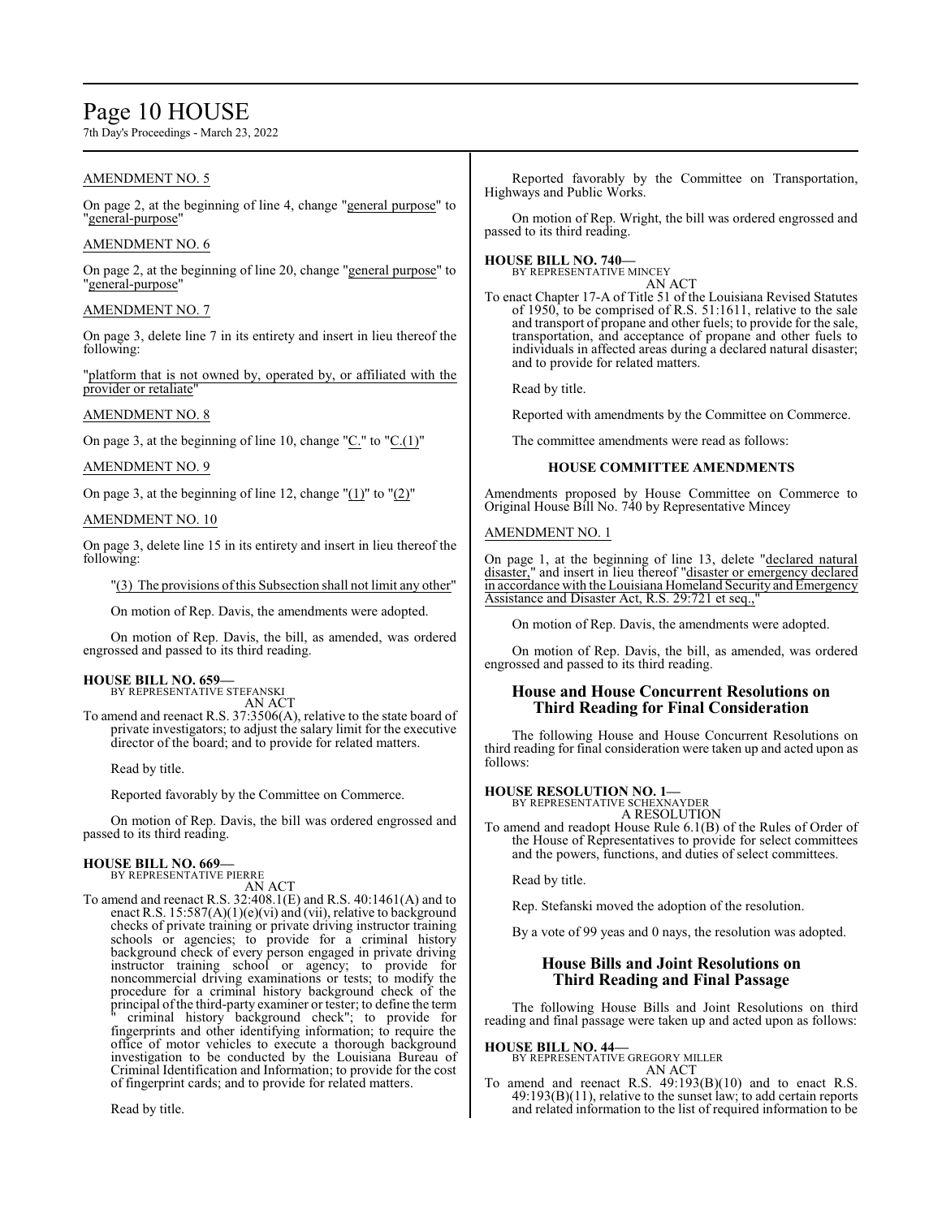AMENDMENT NO. 5

On page 2, at the beginning of line 4, change "general purpose" to "general-purpose"

AMENDMENT NO. 6

On page 2, at the beginning of line 20, change "general purpose" to "general-purpose"

AMENDMENT NO. 7

On page 3, delete line 7 in its entirety and insert in lieu thereof the following:

"platform that is not owned by, operated by, or affiliated with the provider or retaliate"

AMENDMENT NO. 8

On page 3, at the beginning of line 10, change "C." to "C.(1)"

AMENDMENT NO. 9

On page 3, at the beginning of line 12, change "(1)" to "(2)"

AMENDMENT NO. 10

On page 3, delete line 15 in its entirety and insert in lieu thereof the following:

"(3) The provisions of this Subsection shall not limit any other"

On motion of Rep. Davis, the amendments were adopted.

On motion of Rep. Davis, the bill, as amended, was ordered engrossed and passed to its third reading.

**HOUSE BILL NO. 659—**
BY REPRESENTATIVE STEFANSKI
AN ACT

To amend and reenact R.S. 37:3506(A), relative to the state board of private investigators; to adjust the salary limit for the executive director of the board; and to provide for related matters.

Read by title.

Reported favorably by the Committee on Commerce.

On motion of Rep. Davis, the bill was ordered engrossed and passed to its third reading.

**HOUSE BILL NO. 669—**
BY REPRESENTATIVE PIERRE
AN ACT

To amend and reenact R.S. 32:408.1(E) and R.S. 40:1461(A) and to enact R.S. 15:587(A)(1)(e)(vi) and (vii), relative to background checks of private training or private driving instructor training schools or agencies; to provide for a criminal history background check of every person engaged in private driving instructor training school or agency; to provide for noncommercial driving examinations or tests; to modify the procedure for a criminal history background check of the principal of the third-party examiner or tester; to define the term " criminal history background check"; to provide for fingerprints and other identifying information; to require the office of motor vehicles to execute a thorough background investigation to be conducted by the Louisiana Bureau of Criminal Identification and Information; to provide for the cost of fingerprint cards; and to provide for related matters.

Read by title.

Reported favorably by the Committee on Transportation, Highways and Public Works.

On motion of Rep. Wright, the bill was ordered engrossed and passed to its third reading.

**HOUSE BILL NO. 740—**
BY REPRESENTATIVE MINCEY
AN ACT

To enact Chapter 17-A of Title 51 of the Louisiana Revised Statutes of 1950, to be comprised of R.S. 51:1611, relative to the sale and transport of propane and other fuels; to provide for the sale, transportation, and acceptance of propane and other fuels to individuals in affected areas during a declared natural disaster; and to provide for related matters.

Read by title.

Reported with amendments by the Committee on Commerce.

The committee amendments were read as follows:

**HOUSE COMMITTEE AMENDMENTS**

Amendments proposed by House Committee on Commerce to Original House Bill No. 740 by Representative Mincey

AMENDMENT NO. 1

On page 1, at the beginning of line 13, delete "declared natural disaster," and insert in lieu thereof "disaster or emergency declared in accordance with the Louisiana Homeland Security and Emergency Assistance and Disaster Act, R.S. 29:721 et seq.,"

On motion of Rep. Davis, the amendments were adopted.

On motion of Rep. Davis, the bill, as amended, was ordered engrossed and passed to its third reading.

## House and House Concurrent Resolutions on Third Reading for Final Consideration

The following House and House Concurrent Resolutions on third reading for final consideration were taken up and acted upon as follows:

**HOUSE RESOLUTION NO. 1—**
BY REPRESENTATIVE SCHEXNAYDER
A RESOLUTION

To amend and readopt House Rule 6.1(B) of the Rules of Order of the House of Representatives to provide for select committees and the powers, functions, and duties of select committees.

Read by title.

Rep. Stefanski moved the adoption of the resolution.

By a vote of 99 yeas and 0 nays, the resolution was adopted.

## House Bills and Joint Resolutions on Third Reading and Final Passage

The following House Bills and Joint Resolutions on third reading and final passage were taken up and acted upon as follows:

**HOUSE BILL NO. 44—**
BY REPRESENTATIVE GREGORY MILLER
AN ACT

To amend and reenact R.S. 49:193(B)(10) and to enact R.S. 49:193(B)(11), relative to the sunset law; to add certain reports and related information to the list of required information to be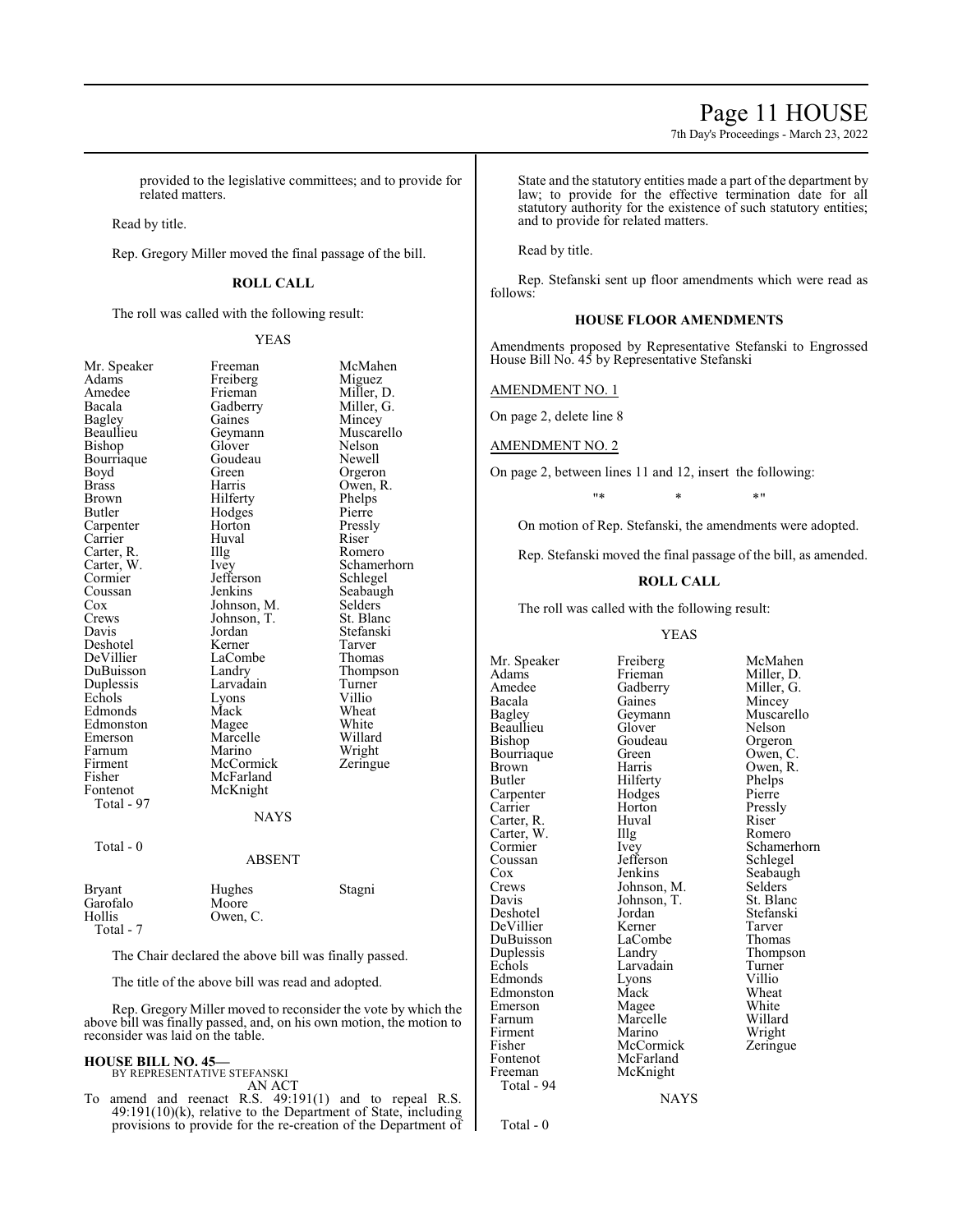provided to the legislative committees; and to provide for related matters.

Read by title.

Rep. Gregory Miller moved the final passage of the bill.

**ROLL CALL**

The roll was called with the following result:

YEAS

| | | |
|---|---|---|
| Mr. Speaker | Freeman | McMahen |
| Adams | Freiberg | Miguez |
| Amedee | Frieman | Miller, D. |
| Bacala | Gadberry | Miller, G. |
| Bagley | Gaines | Mincey |
| Beaullieu | Geymann | Muscarello |
| Bishop | Glover | Nelson |
| Bourriaque | Goudeau | Newell |
| Boyd | Green | Orgeron |
| Brass | Harris | Owen, R. |
| Brown | Hilferty | Phelps |
| Butler | Hodges | Pierre |
| Carpenter | Horton | Pressly |
| Carrier | Huval | Riser |
| Carter, R. | Illg | Romero |
| Carter, W. | Ivey | Schamerhorn |
| Cormier | Jefferson | Schlegel |
| Coussan | Jenkins | Seabaugh |
| Cox | Johnson, M. | Selders |
| Crews | Johnson, T. | St. Blanc |
| Davis | Jordan | Stefanski |
| Deshotel | Kerner | Tarver |
| DeVillier | LaCombe | Thomas |
| DuBuisson | Landry | Thompson |
| Duplessis | Larvadain | Turner |
| Echols | Lyons | Villio |
| Edmonds | Mack | Wheat |
| Edmonston | Magee | White |
| Emerson | Marcelle | Willard |
| Farnum | Marino | Wright |
| Firment | McCormick | Zeringue |
| Fisher | McFarland | |
| Fontenot | McKnight | |

Total - 97

NAYS

Total - 0

ABSENT

| | | |
|---|---|---|
| Bryant | Hughes | Stagni |
| Garofalo | Moore | |
| Hollis | Owen, C. | |

Total - 7

The Chair declared the above bill was finally passed.

The title of the above bill was read and adopted.

Rep. Gregory Miller moved to reconsider the vote by which the above bill was finally passed, and, on his own motion, the motion to reconsider was laid on the table.

**HOUSE BILL NO. 45—**
BY REPRESENTATIVE STEFANSKI
AN ACT

To amend and reenact R.S. 49:191(1) and to repeal R.S. 49:191(10)(k), relative to the Department of State, including provisions to provide for the re-creation of the Department of State and the statutory entities made a part of the department by law; to provide for the effective termination date for all statutory authority for the existence of such statutory entities; and to provide for related matters.

Read by title.

Rep. Stefanski sent up floor amendments which were read as follows:

**HOUSE FLOOR AMENDMENTS**

Amendments proposed by Representative Stefanski to Engrossed House Bill No. 45 by Representative Stefanski

AMENDMENT NO. 1

On page 2, delete line 8

AMENDMENT NO. 2

On page 2, between lines 11 and 12, insert the following:

"* * *"

On motion of Rep. Stefanski, the amendments were adopted.

Rep. Stefanski moved the final passage of the bill, as amended.

**ROLL CALL**

The roll was called with the following result:

YEAS

| | | |
|---|---|---|
| Mr. Speaker | Freiberg | McMahen |
| Adams | Frieman | Miller, D. |
| Amedee | Gadberry | Miller, G. |
| Bacala | Gaines | Mincey |
| Bagley | Geymann | Muscarello |
| Beaullieu | Glover | Nelson |
| Bishop | Goudeau | Orgeron |
| Bourriaque | Green | Owen, C. |
| Brown | Harris | Owen, R. |
| Butler | Hilferty | Phelps |
| Carpenter | Hodges | Pierre |
| Carrier | Horton | Pressly |
| Carter, R. | Huval | Riser |
| Carter, W. | Illg | Romero |
| Cormier | Ivey | Schamerhorn |
| Coussan | Jefferson | Schlegel |
| Cox | Jenkins | Seabaugh |
| Crews | Johnson, M. | Selders |
| Davis | Johnson, T. | St. Blanc |
| Deshotel | Jordan | Stefanski |
| DeVillier | Kerner | Tarver |
| DuBuisson | LaCombe | Thomas |
| Duplessis | Landry | Thompson |
| Echols | Larvadain | Turner |
| Edmonds | Lyons | Villio |
| Edmonston | Mack | Wheat |
| Emerson | Magee | White |
| Farnum | Marcelle | Willard |
| Firment | Marino | Wright |
| Fisher | McCormick | Zeringue |
| Fontenot | McFarland | |
| Freeman | McKnight | |

Total - 94

NAYS

Total - 0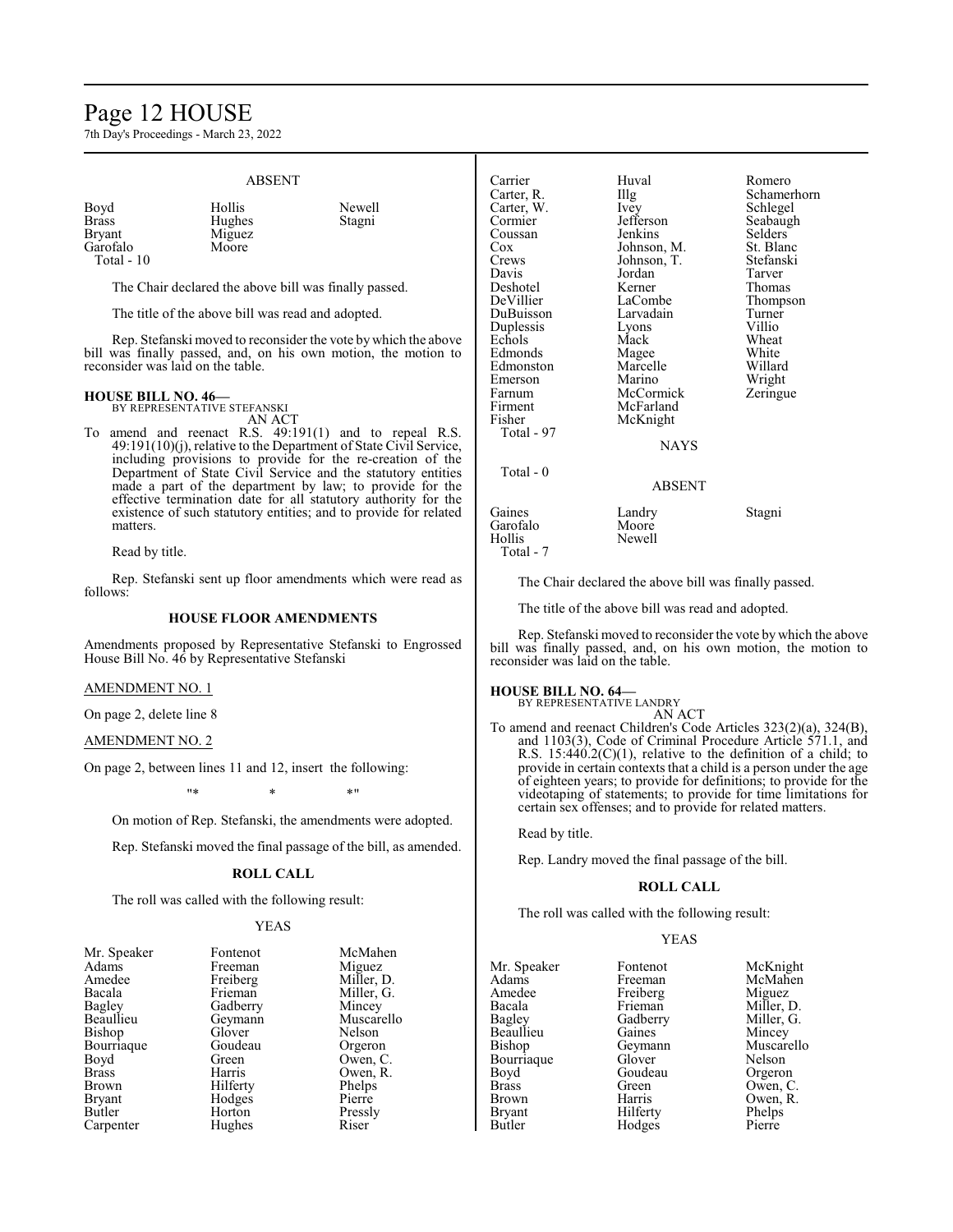ABSENT

| | | |
|---|---|---|
| Boyd | Hollis | Newell |
| Brass | Hughes | Stagni |
| Bryant | Miguez | |
| Garofalo | Moore | |
| Total - 10 | | |

The Chair declared the above bill was finally passed.

The title of the above bill was read and adopted.

Rep. Stefanski moved to reconsider the vote by which the above bill was finally passed, and, on his own motion, the motion to reconsider was laid on the table.

**HOUSE BILL NO. 46—**
BY REPRESENTATIVE STEFANSKI
AN ACT

To amend and reenact R.S. 49:191(1) and to repeal R.S. 49:191(10)(j), relative to the Department of State Civil Service, including provisions to provide for the re-creation of the Department of State Civil Service and the statutory entities made a part of the department by law; to provide for the effective termination date for all statutory authority for the existence of such statutory entities; and to provide for related matters.

Read by title.

Rep. Stefanski sent up floor amendments which were read as follows:

**HOUSE FLOOR AMENDMENTS**

Amendments proposed by Representative Stefanski to Engrossed House Bill No. 46 by Representative Stefanski

AMENDMENT NO. 1

On page 2, delete line 8

AMENDMENT NO. 2

On page 2, between lines 11 and 12, insert the following:

"* * *"

On motion of Rep. Stefanski, the amendments were adopted.

Rep. Stefanski moved the final passage of the bill, as amended.

**ROLL CALL**

The roll was called with the following result:

YEAS

| | | |
|---|---|---|
| Mr. Speaker | Fontenot | McMahen |
| Adams | Freeman | Miguez |
| Amedee | Freiberg | Miller, D. |
| Bacala | Frieman | Miller, G. |
| Bagley | Gadberry | Mincey |
| Beaullieu | Geymann | Muscarello |
| Bishop | Glover | Nelson |
| Bourriaque | Goudeau | Orgeron |
| Boyd | Green | Owen, C. |
| Brass | Harris | Owen, R. |
| Brown | Hilferty | Phelps |
| Bryant | Hodges | Pierre |
| Butler | Horton | Pressly |
| Carpenter | Hughes | Riser |
| Carrier | Huval | Romero |
| Carter, R. | Illg | Schamerhorn |
| Carter, W. | Ivey | Schlegel |
| Cormier | Jefferson | Seabaugh |
| Coussan | Jenkins | Selders |
| Cox | Johnson, M. | St. Blanc |
| Crews | Johnson, T. | Stefanski |
| Davis | Jordan | Tarver |
| Deshotel | Kerner | Thomas |
| DeVillier | LaCombe | Thompson |
| DuBuisson | Larvadain | Turner |
| Duplessis | Lyons | Villio |
| Echols | Mack | Wheat |
| Edmonds | Magee | White |
| Edmonston | Marcelle | Willard |
| Emerson | Marino | Wright |
| Farnum | McCormick | Zeringue |
| Firment | McFarland | |
| Fisher | McKnight | |
| Total - 97 | | |

NAYS

Total - 0

ABSENT

| | | |
|---|---|---|
| Gaines | Landry | Stagni |
| Garofalo | Moore | |
| Hollis | Newell | |
| Total - 7 | | |

The Chair declared the above bill was finally passed.

The title of the above bill was read and adopted.

Rep. Stefanski moved to reconsider the vote by which the above bill was finally passed, and, on his own motion, the motion to reconsider was laid on the table.

**HOUSE BILL NO. 64—**
BY REPRESENTATIVE LANDRY
AN ACT

To amend and reenact Children's Code Articles 323(2)(a), 324(B), and 1103(3), Code of Criminal Procedure Article 571.1, and R.S. 15:440.2(C)(1), relative to the definition of a child; to provide in certain contexts that a child is a person under the age of eighteen years; to provide for definitions; to provide for the videotaping of statements; to provide for time limitations for certain sex offenses; and to provide for related matters.

Read by title.

Rep. Landry moved the final passage of the bill.

**ROLL CALL**

The roll was called with the following result:

YEAS

| | | |
|---|---|---|
| Mr. Speaker | Fontenot | McKnight |
| Adams | Freeman | McMahen |
| Amedee | Freiberg | Miguez |
| Bacala | Frieman | Miller, D. |
| Bagley | Gadberry | Miller, G. |
| Beaullieu | Gaines | Mincey |
| Bishop | Geymann | Muscarello |
| Bourriaque | Glover | Nelson |
| Boyd | Goudeau | Orgeron |
| Brass | Green | Owen, C. |
| Brown | Harris | Owen, R. |
| Bryant | Hilferty | Phelps |
| Butler | Hodges | Pierre |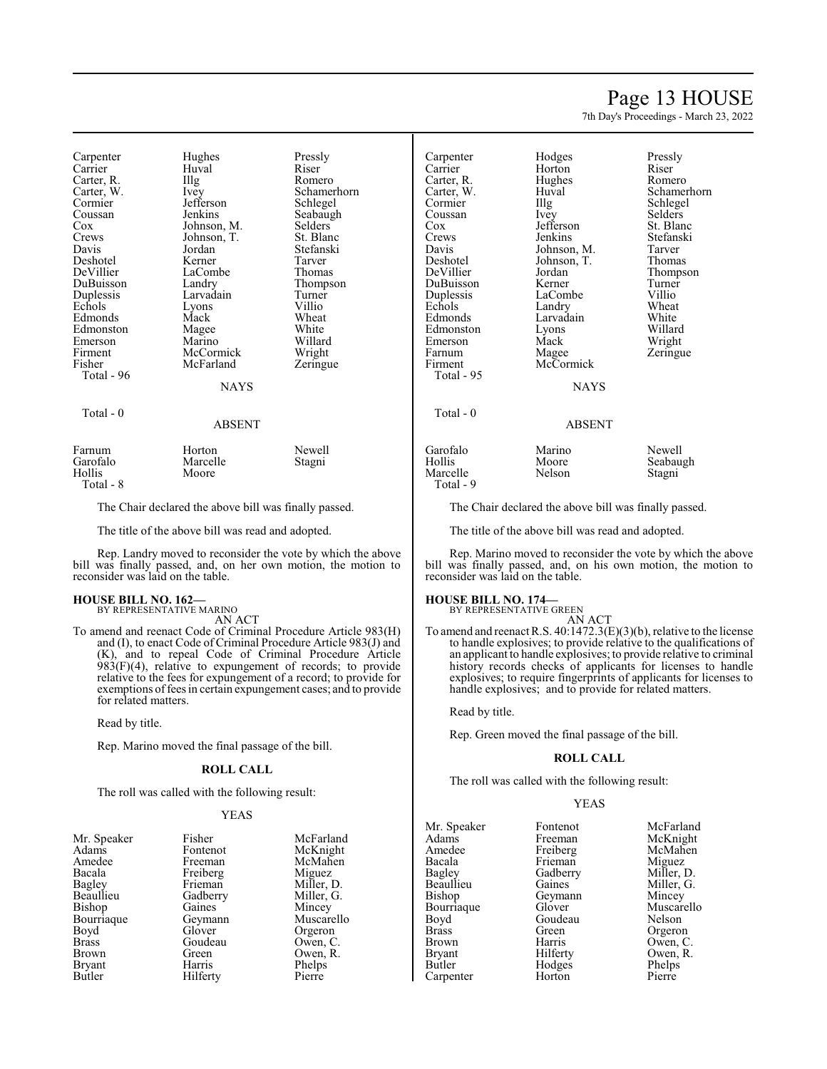| | | |
|---|---|---|
| Carpenter | Hughes | Pressly |
| Carrier | Huval | Riser |
| Carter, R. | Illg | Romero |
| Carter, W. | Ivey | Schamerhorn |
| Cormier | Jefferson | Schlegel |
| Coussan | Jenkins | Seabaugh |
| Cox | Johnson, M. | Selders |
| Crews | Johnson, T. | St. Blanc |
| Davis | Jordan | Stefanski |
| Deshotel | Kerner | Tarver |
| DeVillier | LaCombe | Thomas |
| DuBuisson | Landry | Thompson |
| Duplessis | Larvadain | Turner |
| Echols | Lyons | Villio |
| Edmonds | Mack | Wheat |
| Edmonston | Magee | White |
| Emerson | Marino | Willard |
| Firment | McCormick | Wright |
| Fisher | McFarland | Zeringue |
| Total - 96 | | |

NAYS

Total - 0

ABSENT

| | | |
|---|---|---|
| Farnum | Horton | Newell |
| Garofalo | Marcelle | Stagni |
| Hollis | Moore | |
| Total - 8 | | |

The Chair declared the above bill was finally passed.

The title of the above bill was read and adopted.

Rep. Landry moved to reconsider the vote by which the above bill was finally passed, and, on her own motion, the motion to reconsider was laid on the table.

**HOUSE BILL NO. 162—**
BY REPRESENTATIVE MARINO

AN ACT

To amend and reenact Code of Criminal Procedure Article 983(H) and (I), to enact Code of Criminal Procedure Article 983(J) and (K), and to repeal Code of Criminal Procedure Article 983(F)(4), relative to expungement of records; to provide relative to the fees for expungement of a record; to provide for exemptions of fees in certain expungement cases; and to provide for related matters.

Read by title.

Rep. Marino moved the final passage of the bill.

**ROLL CALL**

The roll was called with the following result:

YEAS

| | | |
|---|---|---|
| Mr. Speaker | Fisher | McFarland |
| Adams | Fontenot | McKnight |
| Amedee | Freeman | McMahen |
| Bacala | Freiberg | Miguez |
| Bagley | Frieman | Miller, D. |
| Beaullieu | Gadberry | Miller, G. |
| Bishop | Gaines | Mincey |
| Bourriaque | Geymann | Muscarello |
| Boyd | Glover | Orgeron |
| Brass | Goudeau | Owen, C. |
| Brown | Green | Owen, R. |
| Bryant | Harris | Phelps |
| Butler | Hilferty | Pierre |
| Carpenter | Hodges | Pressly |
| Carrier | Horton | Riser |
| Carter, R. | Hughes | Romero |
| Carter, W. | Huval | Schamerhorn |
| Cormier | Illg | Schlegel |
| Coussan | Ivey | Selders |
| Cox | Jefferson | St. Blanc |
| Crews | Jenkins | Stefanski |
| Davis | Johnson, M. | Tarver |
| Deshotel | Johnson, T. | Thomas |
| DeVillier | Jordan | Thompson |
| DuBuisson | Kerner | Turner |
| Duplessis | LaCombe | Villio |
| Echols | Landry | Wheat |
| Edmonds | Larvadain | White |
| Edmonston | Lyons | Willard |
| Emerson | Mack | Wright |
| Farnum | Magee | Zeringue |
| Firment | McCormick | |
| Total - 95 | | |

NAYS

Total - 0

ABSENT

| | | |
|---|---|---|
| Garofalo | Marino | Newell |
| Hollis | Moore | Seabaugh |
| Marcelle | Nelson | Stagni |
| Total - 9 | | |

The Chair declared the above bill was finally passed.

The title of the above bill was read and adopted.

Rep. Marino moved to reconsider the vote by which the above bill was finally passed, and, on his own motion, the motion to reconsider was laid on the table.

**HOUSE BILL NO. 174—**
BY REPRESENTATIVE GREEN

AN ACT

To amend and reenact R.S. 40:1472.3(E)(3)(b), relative to the license to handle explosives; to provide relative to the qualifications of an applicant to handle explosives; to provide relative to criminal history records checks of applicants for licenses to handle explosives; to require fingerprints of applicants for licenses to handle explosives; and to provide for related matters.

Read by title.

Rep. Green moved the final passage of the bill.

**ROLL CALL**

The roll was called with the following result:

YEAS

| | | |
|---|---|---|
| Mr. Speaker | Fontenot | McFarland |
| Adams | Freeman | McKnight |
| Amedee | Freiberg | McMahen |
| Bacala | Frieman | Miguez |
| Bagley | Gadberry | Miller, D. |
| Beaullieu | Gaines | Miller, G. |
| Bishop | Geymann | Mincey |
| Bourriaque | Glover | Muscarello |
| Boyd | Goudeau | Nelson |
| Brass | Green | Orgeron |
| Brown | Harris | Owen, C. |
| Bryant | Hilferty | Owen, R. |
| Butler | Hodges | Phelps |
| Carpenter | Horton | Pierre |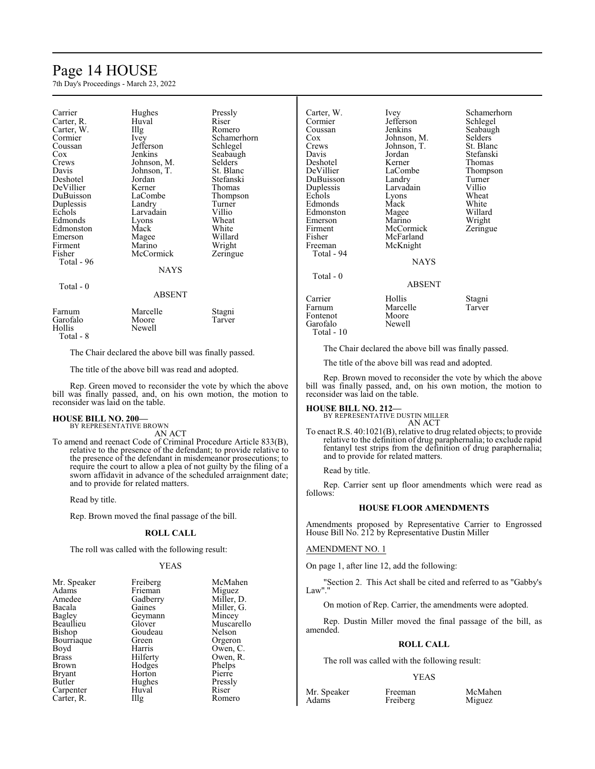| | | |
|---|---|---|
| Carrier | Hughes | Pressly |
| Carter, R. | Huval | Riser |
| Carter, W. | Illg | Romero |
| Cormier | Ivey | Schamerhorn |
| Coussan | Jefferson | Schlegel |
| Cox | Jenkins | Seabaugh |
| Crews | Johnson, M. | Selders |
| Davis | Johnson, T. | St. Blanc |
| Deshotel | Jordan | Stefanski |
| DeVillier | Kerner | Thomas |
| DuBuisson | LaCombe | Thompson |
| Duplessis | Landry | Turner |
| Echols | Larvadain | Villio |
| Edmonds | Lyons | Wheat |
| Edmonston | Mack | White |
| Emerson | Magee | Willard |
| Firment | Marino | Wright |
| Fisher | McCormick | Zeringue |
| Total - 96 | | |

NAYS

Total - 0

ABSENT

| | | |
|---|---|---|
| Farnum | Marcelle | Stagni |
| Garofalo | Moore | Tarver |
| Hollis | Newell | |
| Total - 8 | | |

The Chair declared the above bill was finally passed.

The title of the above bill was read and adopted.

Rep. Green moved to reconsider the vote by which the above bill was finally passed, and, on his own motion, the motion to reconsider was laid on the table.

**HOUSE BILL NO. 200—**
BY REPRESENTATIVE BROWN
AN ACT

To amend and reenact Code of Criminal Procedure Article 833(B), relative to the presence of the defendant; to provide relative to the presence of the defendant in misdemeanor prosecutions; to require the court to allow a plea of not guilty by the filing of a sworn affidavit in advance of the scheduled arraignment date; and to provide for related matters.

Read by title.

Rep. Brown moved the final passage of the bill.

**ROLL CALL**

The roll was called with the following result:

YEAS

| | | |
|---|---|---|
| Mr. Speaker | Freiberg | McMahen |
| Adams | Frieman | Miguez |
| Amedee | Gadberry | Miller, D. |
| Bacala | Gaines | Miller, G. |
| Bagley | Geymann | Mincey |
| Beaullieu | Glover | Muscarello |
| Bishop | Goudeau | Nelson |
| Bourriaque | Green | Orgeron |
| Boyd | Harris | Owen, C. |
| Brass | Hilferty | Owen, R. |
| Brown | Hodges | Phelps |
| Bryant | Horton | Pierre |
| Butler | Hughes | Pressly |
| Carpenter | Huval | Riser |
| Carter, R. | Illg | Romero |
| Carter, W. | Ivey | Schamerhorn |
| Cormier | Jefferson | Schlegel |
| Coussan | Jenkins | Seabaugh |
| Cox | Johnson, M. | Selders |
| Crews | Johnson, T. | St. Blanc |
| Davis | Jordan | Stefanski |
| Deshotel | Kerner | Thomas |
| DeVillier | LaCombe | Thompson |
| DuBuisson | Landry | Turner |
| Duplessis | Larvadain | Villio |
| Echols | Lyons | Wheat |
| Edmonds | Mack | White |
| Edmonston | Magee | Willard |
| Emerson | Marino | Wright |
| Firment | McCormick | Zeringue |
| Fisher | McFarland | |
| Freeman | McKnight | |
| Total - 94 | | |

NAYS

Total - 0

ABSENT

| | | |
|---|---|---|
| Carrier | Hollis | Stagni |
| Farnum | Marcelle | Tarver |
| Fontenot | Moore | |
| Garofalo | Newell | |
| Total - 10 | | |

The Chair declared the above bill was finally passed.

The title of the above bill was read and adopted.

Rep. Brown moved to reconsider the vote by which the above bill was finally passed, and, on his own motion, the motion to reconsider was laid on the table.

**HOUSE BILL NO. 212—**
BY REPRESENTATIVE DUSTIN MILLER
AN ACT

To enact R.S. 40:1021(B), relative to drug related objects; to provide relative to the definition of drug paraphernalia; to exclude rapid fentanyl test strips from the definition of drug paraphernalia; and to provide for related matters.

Read by title.

Rep. Carrier sent up floor amendments which were read as follows:

**HOUSE FLOOR AMENDMENTS**

Amendments proposed by Representative Carrier to Engrossed House Bill No. 212 by Representative Dustin Miller

AMENDMENT NO. 1

On page 1, after line 12, add the following:

"Section 2. This Act shall be cited and referred to as "Gabby's Law"."

On motion of Rep. Carrier, the amendments were adopted.

Rep. Dustin Miller moved the final passage of the bill, as amended.

**ROLL CALL**

The roll was called with the following result:

YEAS

| | | |
|---|---|---|
| Mr. Speaker | Freeman | McMahen |
| Adams | Freiberg | Miguez |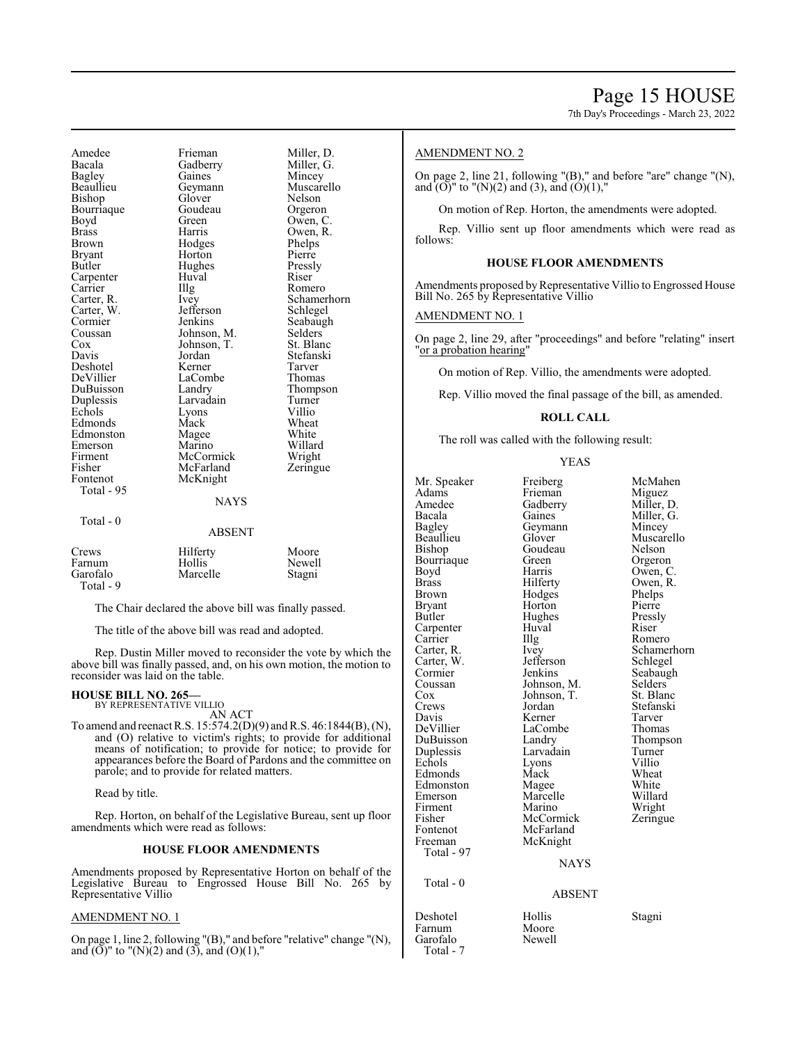| | | |
|---|---|---|
| Amedee | Frieman | Miller, D. |
| Bacala | Gadberry | Miller, G. |
| Bagley | Gaines | Mincey |
| Beaullieu | Geymann | Muscarello |
| Bishop | Glover | Nelson |
| Bourriaque | Goudeau | Orgeron |
| Boyd | Green | Owen, C. |
| Brass | Harris | Owen, R. |
| Brown | Hodges | Phelps |
| Bryant | Horton | Pierre |
| Butler | Hughes | Pressly |
| Carpenter | Huval | Riser |
| Carrier | Illg | Romero |
| Carter, R. | Ivey | Schamerhorn |
| Carter, W. | Jefferson | Schlegel |
| Cormier | Jenkins | Seabaugh |
| Coussan | Johnson, M. | Selders |
| Cox | Johnson, T. | St. Blanc |
| Davis | Jordan | Stefanski |
| Deshotel | Kerner | Tarver |
| DeVillier | LaCombe | Thomas |
| DuBuisson | Landry | Thompson |
| Duplessis | Larvadain | Turner |
| Echols | Lyons | Villio |
| Edmonds | Mack | Wheat |
| Edmonston | Magee | White |
| Emerson | Marino | Willard |
| Firment | McCormick | Wright |
| Fisher | McFarland | Zeringue |
| Fontenot | McKnight | |

Total - 95

NAYS

Total - 0

ABSENT

| | | |
|---|---|---|
| Crews | Hilferty | Moore |
| Farnum | Hollis | Newell |
| Garofalo | Marcelle | Stagni |

Total - 9

The Chair declared the above bill was finally passed.

The title of the above bill was read and adopted.

Rep. Dustin Miller moved to reconsider the vote by which the above bill was finally passed, and, on his own motion, the motion to reconsider was laid on the table.

**HOUSE BILL NO. 265—**
BY REPRESENTATIVE VILLIO

AN ACT

To amend and reenact R.S. 15:574.2(D)(9) and R.S. 46:1844(B), (N), and (O) relative to victim's rights; to provide for additional means of notification; to provide for notice; to provide for appearances before the Board of Pardons and the committee on parole; and to provide for related matters.

Read by title.

Rep. Horton, on behalf of the Legislative Bureau, sent up floor amendments which were read as follows:

### HOUSE FLOOR AMENDMENTS

Amendments proposed by Representative Horton on behalf of the Legislative Bureau to Engrossed House Bill No. 265 by Representative Villio

AMENDMENT NO. 1

On page 1, line 2, following "(B)," and before "relative" change "(N), and (O)" to "(N)(2) and (3), and (O)(1),"

AMENDMENT NO. 2

On page 2, line 21, following "(B)," and before "are" change "(N), and (O)" to "(N)(2) and (3), and (O)(1),"

On motion of Rep. Horton, the amendments were adopted.

Rep. Villio sent up floor amendments which were read as follows:

### HOUSE FLOOR AMENDMENTS

Amendments proposed by Representative Villio to Engrossed House Bill No. 265 by Representative Villio

AMENDMENT NO. 1

On page 2, line 29, after "proceedings" and before "relating" insert "or a probation hearing"

On motion of Rep. Villio, the amendments were adopted.

Rep. Villio moved the final passage of the bill, as amended.

### ROLL CALL

The roll was called with the following result:

YEAS

| | | |
|---|---|---|
| Mr. Speaker | Freiberg | McMahen |
| Adams | Frieman | Miguez |
| Amedee | Gadberry | Miller, D. |
| Bacala | Gaines | Miller, G. |
| Bagley | Geymann | Mincey |
| Beaullieu | Glover | Muscarello |
| Bishop | Goudeau | Nelson |
| Bourriaque | Green | Orgeron |
| Boyd | Harris | Owen, C. |
| Brass | Hilferty | Owen, R. |
| Brown | Hodges | Phelps |
| Bryant | Horton | Pierre |
| Butler | Hughes | Pressly |
| Carpenter | Huval | Riser |
| Carrier | Illg | Romero |
| Carter, R. | Ivey | Schamerhorn |
| Carter, W. | Jefferson | Schlegel |
| Cormier | Jenkins | Seabaugh |
| Coussan | Johnson, M. | Selders |
| Cox | Johnson, T. | St. Blanc |
| Crews | Jordan | Stefanski |
| Davis | Kerner | Tarver |
| DeVillier | LaCombe | Thomas |
| DuBuisson | Landry | Thompson |
| Duplessis | Larvadain | Turner |
| Echols | Lyons | Villio |
| Edmonds | Mack | Wheat |
| Edmonston | Magee | White |
| Emerson | Marcelle | Willard |
| Firment | Marino | Wright |
| Fisher | McCormick | Zeringue |
| Fontenot | McFarland | |
| Freeman | McKnight | |

Total - 97

NAYS

Total - 0

ABSENT

| | | |
|---|---|---|
| Deshotel | Hollis | Stagni |
| Farnum | Moore | |
| Garofalo | Newell | |

Total - 7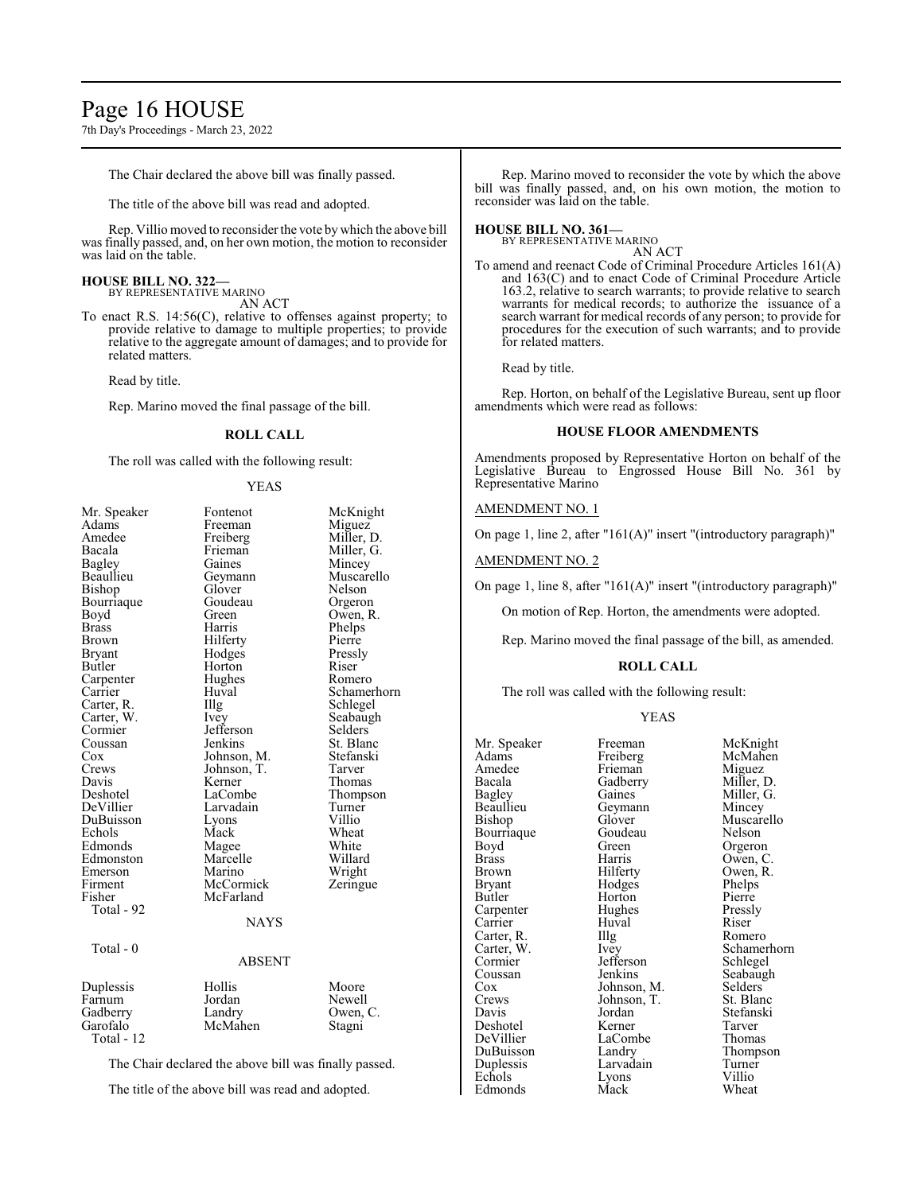The Chair declared the above bill was finally passed.

The title of the above bill was read and adopted.

Rep. Villio moved to reconsider the vote by which the above bill was finally passed, and, on her own motion, the motion to reconsider was laid on the table.

**HOUSE BILL NO. 322—**
BY REPRESENTATIVE MARINO
AN ACT

To enact R.S. 14:56(C), relative to offenses against property; to provide relative to damage to multiple properties; to provide relative to the aggregate amount of damages; and to provide for related matters.

Read by title.

Rep. Marino moved the final passage of the bill.

**ROLL CALL**

The roll was called with the following result:

YEAS

| | | |
|---|---|---|
| Mr. Speaker | Fontenot | McKnight |
| Adams | Freeman | Miguez |
| Amedee | Freiberg | Miller, D. |
| Bacala | Frieman | Miller, G. |
| Bagley | Gaines | Mincey |
| Beaullieu | Geymann | Muscarello |
| Bishop | Glover | Nelson |
| Bourriaque | Goudeau | Orgeron |
| Boyd | Green | Owen, R. |
| Brass | Harris | Phelps |
| Brown | Hilferty | Pierre |
| Bryant | Hodges | Pressly |
| Butler | Horton | Riser |
| Carpenter | Hughes | Romero |
| Carrier | Huval | Schamerhorn |
| Carter, R. | Illg | Schlegel |
| Carter, W. | Ivey | Seabaugh |
| Cormier | Jefferson | Selders |
| Coussan | Jenkins | St. Blanc |
| Cox | Johnson, M. | Stefanski |
| Crews | Johnson, T. | Tarver |
| Davis | Kerner | Thomas |
| Deshotel | LaCombe | Thompson |
| DeVillier | Larvadain | Turner |
| DuBuisson | Lyons | Villio |
| Echols | Mack | Wheat |
| Edmonds | Magee | White |
| Edmonston | Marcelle | Willard |
| Emerson | Marino | Wright |
| Firment | McCormick | Zeringue |
| Fisher | McFarland | |

Total - 92

NAYS

Total - 0

ABSENT

| | | |
|---|---|---|
| Duplessis | Hollis | Moore |
| Farnum | Jordan | Newell |
| Gadberry | Landry | Owen, C. |
| Garofalo | McMahen | Stagni |

Total - 12

The Chair declared the above bill was finally passed.

The title of the above bill was read and adopted.

Rep. Marino moved to reconsider the vote by which the above bill was finally passed, and, on his own motion, the motion to reconsider was laid on the table.

**HOUSE BILL NO. 361—**
BY REPRESENTATIVE MARINO
AN ACT

To amend and reenact Code of Criminal Procedure Articles 161(A) and 163(C) and to enact Code of Criminal Procedure Article 163.2, relative to search warrants; to provide relative to search warrants for medical records; to authorize the issuance of a search warrant for medical records of any person; to provide for procedures for the execution of such warrants; and to provide for related matters.

Read by title.

Rep. Horton, on behalf of the Legislative Bureau, sent up floor amendments which were read as follows:

**HOUSE FLOOR AMENDMENTS**

Amendments proposed by Representative Horton on behalf of the Legislative Bureau to Engrossed House Bill No. 361 by Representative Marino

AMENDMENT NO. 1

On page 1, line 2, after "161(A)" insert "(introductory paragraph)"

AMENDMENT NO. 2

On page 1, line 8, after "161(A)" insert "(introductory paragraph)"

On motion of Rep. Horton, the amendments were adopted.

Rep. Marino moved the final passage of the bill, as amended.

**ROLL CALL**

The roll was called with the following result:

YEAS

| | | |
|---|---|---|
| Mr. Speaker | Freeman | McKnight |
| Adams | Freiberg | McMahen |
| Amedee | Frieman | Miguez |
| Bacala | Gadberry | Miller, D. |
| Bagley | Gaines | Miller, G. |
| Beaullieu | Geymann | Mincey |
| Bishop | Glover | Muscarello |
| Bourriaque | Goudeau | Nelson |
| Boyd | Green | Orgeron |
| Brass | Harris | Owen, C. |
| Brown | Hilferty | Owen, R. |
| Bryant | Hodges | Phelps |
| Butler | Horton | Pierre |
| Carpenter | Hughes | Pressly |
| Carrier | Huval | Riser |
| Carter, R. | Illg | Romero |
| Carter, W. | Ivey | Schamerhorn |
| Cormier | Jefferson | Schlegel |
| Coussan | Jenkins | Seabaugh |
| Cox | Johnson, M. | Selders |
| Crews | Johnson, T. | St. Blanc |
| Davis | Jordan | Stefanski |
| Deshotel | Kerner | Tarver |
| DeVillier | LaCombe | Thomas |
| DuBuisson | Landry | Thompson |
| Duplessis | Larvadain | Turner |
| Echols | Lyons | Villio |
| Edmonds | Mack | Wheat |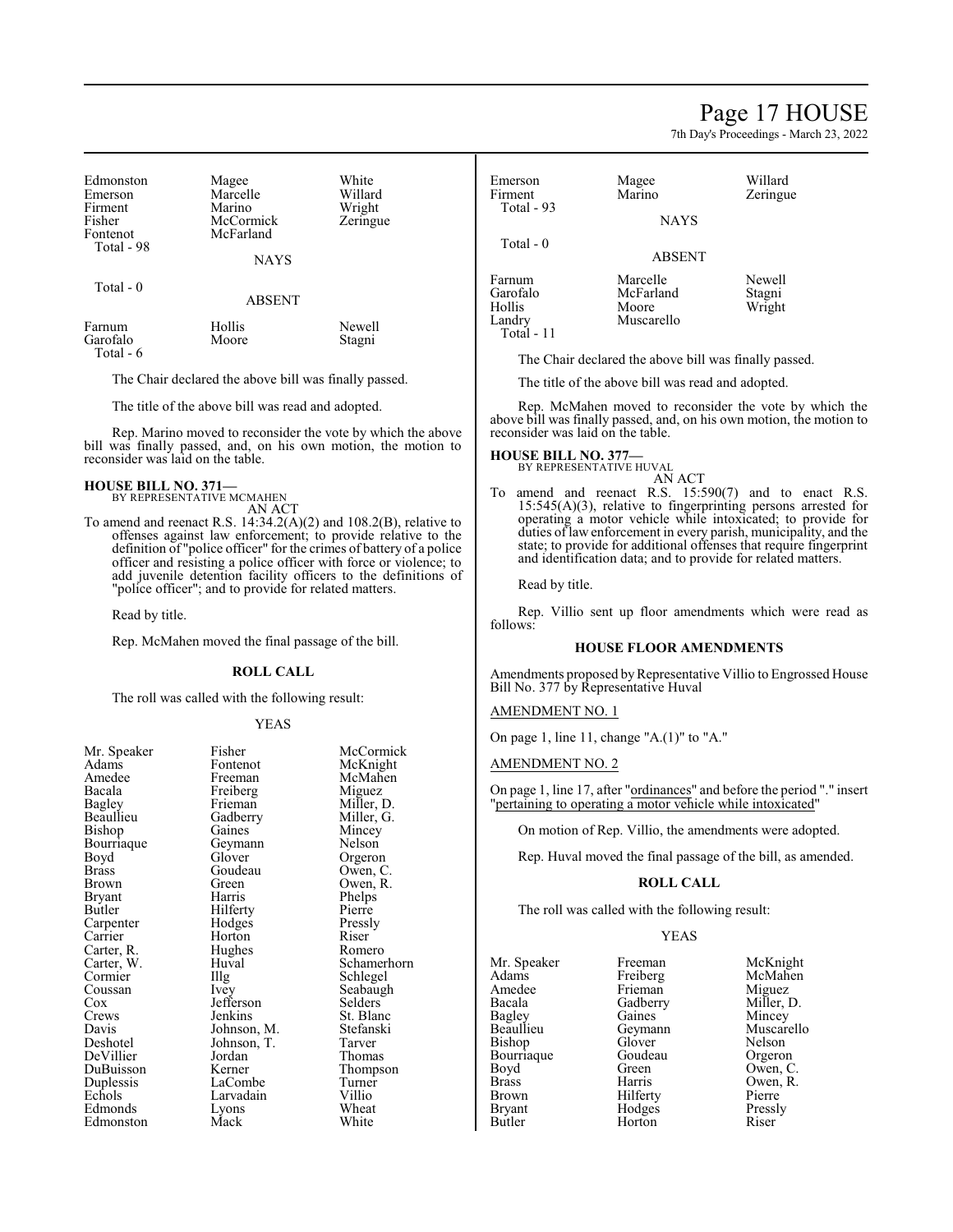| | | |
|---|---|---|
| Edmonston | Magee | White |
| Emerson | Marcelle | Willard |
| Firment | Marino | Wright |
| Fisher | McCormick | Zeringue |
| Fontenot | McFarland | |
| Total - 98 | | |

NAYS

Total - 0

ABSENT

| | | |
|---|---|---|
| Farnum | Hollis | Newell |
| Garofalo | Moore | Stagni |
| Total - 6 | | |

The Chair declared the above bill was finally passed.

The title of the above bill was read and adopted.

Rep. Marino moved to reconsider the vote by which the above bill was finally passed, and, on his own motion, the motion to reconsider was laid on the table.

**HOUSE BILL NO. 371—**
BY REPRESENTATIVE MCMAHEN
AN ACT

To amend and reenact R.S. 14:34.2(A)(2) and 108.2(B), relative to offenses against law enforcement; to provide relative to the definition of "police officer" for the crimes of battery of a police officer and resisting a police officer with force or violence; to add juvenile detention facility officers to the definitions of "police officer"; and to provide for related matters.

Read by title.

Rep. McMahen moved the final passage of the bill.

**ROLL CALL**

The roll was called with the following result:

YEAS

| | | |
|---|---|---|
| Mr. Speaker | Fisher | McCormick |
| Adams | Fontenot | McKnight |
| Amedee | Freeman | McMahen |
| Bacala | Freiberg | Miguez |
| Bagley | Frieman | Miller, D. |
| Beaullieu | Gadberry | Miller, G. |
| Bishop | Gaines | Mincey |
| Bourriaque | Geymann | Nelson |
| Boyd | Glover | Orgeron |
| Brass | Goudeau | Owen, C. |
| Brown | Green | Owen, R. |
| Bryant | Harris | Phelps |
| Butler | Hilferty | Pierre |
| Carpenter | Hodges | Pressly |
| Carrier | Horton | Riser |
| Carter, R. | Hughes | Romero |
| Carter, W. | Huval | Schamerhorn |
| Cormier | Illg | Schlegel |
| Coussan | Ivey | Seabaugh |
| Cox | Jefferson | Selders |
| Crews | Jenkins | St. Blanc |
| Davis | Johnson, M. | Stefanski |
| Deshotel | Johnson, T. | Tarver |
| DeVillier | Jordan | Thomas |
| DuBuisson | Kerner | Thompson |
| Duplessis | LaCombe | Turner |
| Echols | Larvadain | Villio |
| Edmonds | Lyons | Wheat |
| Edmonston | Mack | White |
| Emerson | Magee | Willard |
| Firment | Marino | Zeringue |
| Total - 93 | | |

NAYS

Total - 0

ABSENT

| | | |
|---|---|---|
| Farnum | Marcelle | Newell |
| Garofalo | McFarland | Stagni |
| Hollis | Moore | Wright |
| Landry | Muscarello | |
| Total - 11 | | |

The Chair declared the above bill was finally passed.

The title of the above bill was read and adopted.

Rep. McMahen moved to reconsider the vote by which the above bill was finally passed, and, on his own motion, the motion to reconsider was laid on the table.

**HOUSE BILL NO. 377—**
BY REPRESENTATIVE HUVAL
AN ACT

To amend and reenact R.S. 15:590(7) and to enact R.S. 15:545(A)(3), relative to fingerprinting persons arrested for operating a motor vehicle while intoxicated; to provide for duties of law enforcement in every parish, municipality, and the state; to provide for additional offenses that require fingerprint and identification data; and to provide for related matters.

Read by title.

Rep. Villio sent up floor amendments which were read as follows:

**HOUSE FLOOR AMENDMENTS**

Amendments proposed by Representative Villio to Engrossed House Bill No. 377 by Representative Huval

AMENDMENT NO. 1

On page 1, line 11, change "A.(1)" to "A."

AMENDMENT NO. 2

On page 1, line 17, after "ordinances" and before the period "." insert "pertaining to operating a motor vehicle while intoxicated"

On motion of Rep. Villio, the amendments were adopted.

Rep. Huval moved the final passage of the bill, as amended.

**ROLL CALL**

The roll was called with the following result:

YEAS

| | | |
|---|---|---|
| Mr. Speaker | Freeman | McKnight |
| Adams | Freiberg | McMahen |
| Amedee | Frieman | Miguez |
| Bacala | Gadberry | Miller, D. |
| Bagley | Gaines | Mincey |
| Beaullieu | Geymann | Muscarello |
| Bishop | Glover | Nelson |
| Bourriaque | Goudeau | Orgeron |
| Boyd | Green | Owen, C. |
| Brass | Harris | Owen, R. |
| Brown | Hilferty | Pierre |
| Bryant | Hodges | Pressly |
| Butler | Horton | Riser |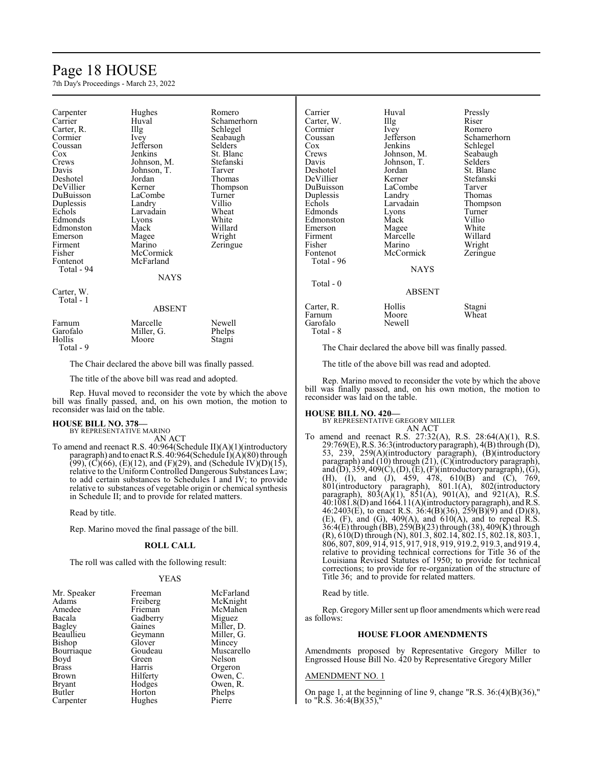| | | |
|---|---|---|
| Carpenter | Hughes | Romero |
| Carrier | Huval | Schamerhorn |
| Carter, R. | Illg | Schlegel |
| Cormier | Ivey | Seabaugh |
| Coussan | Jefferson | Selders |
| Cox | Jenkins | St. Blanc |
| Crews | Johnson, M. | Stefanski |
| Davis | Johnson, T. | Tarver |
| Deshotel | Jordan | Thomas |
| DeVillier | Kerner | Thompson |
| DuBuisson | LaCombe | Turner |
| Duplessis | Landry | Villio |
| Echols | Larvadain | Wheat |
| Edmonds | Lyons | White |
| Edmonston | Mack | Willard |
| Emerson | Magee | Wright |
| Firment | Marino | Zeringue |
| Fisher | McCormick | |
| Fontenot | McFarland | |
| Total - 94 | | |

NAYS

Carter, W.
Total - 1

ABSENT

| | | |
|---|---|---|
| Farnum | Marcelle | Newell |
| Garofalo | Miller, G. | Phelps |
| Hollis | Moore | Stagni |
| Total - 9 | | |

The Chair declared the above bill was finally passed.

The title of the above bill was read and adopted.

Rep. Huval moved to reconsider the vote by which the above bill was finally passed, and, on his own motion, the motion to reconsider was laid on the table.

**HOUSE BILL NO. 378—**
BY REPRESENTATIVE MARINO
AN ACT

To amend and reenact R.S. 40:964(Schedule II)(A)(1)(introductory paragraph) and to enact R.S. 40:964(Schedule I)(A)(80) through (99), (C)(66), (E)(12), and (F)(29), and (Schedule IV)(D)(15), relative to the Uniform Controlled Dangerous Substances Law; to add certain substances to Schedules I and IV; to provide relative to substances of vegetable origin or chemical synthesis in Schedule II; and to provide for related matters.

Read by title.

Rep. Marino moved the final passage of the bill.

**ROLL CALL**

The roll was called with the following result:

YEAS

| | | |
|---|---|---|
| Mr. Speaker | Freeman | McFarland |
| Adams | Freiberg | McKnight |
| Amedee | Frieman | McMahen |
| Bacala | Gadberry | Miguez |
| Bagley | Gaines | Miller, D. |
| Beaullieu | Geymann | Miller, G. |
| Bishop | Glover | Mincey |
| Bourriaque | Goudeau | Muscarello |
| Boyd | Green | Nelson |
| Brass | Harris | Orgeron |
| Brown | Hilferty | Owen, C. |
| Bryant | Hodges | Owen, R. |
| Butler | Horton | Phelps |
| Carpenter | Hughes | Pierre |
| Carrier | Huval | Pressly |
| Carter, W. | Illg | Riser |
| Cormier | Ivey | Romero |
| Coussan | Jefferson | Schamerhorn |
| Cox | Jenkins | Schlegel |
| Crews | Johnson, M. | Seabaugh |
| Davis | Johnson, T. | Selders |
| Deshotel | Jordan | St. Blanc |
| DeVillier | Kerner | Stefanski |
| DuBuisson | LaCombe | Tarver |
| Duplessis | Landry | Thomas |
| Echols | Larvadain | Thompson |
| Edmonds | Lyons | Turner |
| Edmonston | Mack | Villio |
| Emerson | Magee | White |
| Firment | Marcelle | Willard |
| Fisher | Marino | Wright |
| Fontenot | McCormick | Zeringue |
| Total - 96 | | |

NAYS

Total - 0

ABSENT

| | | |
|---|---|---|
| Carter, R. | Hollis | Stagni |
| Farnum | Moore | Wheat |
| Garofalo | Newell | |
| Total - 8 | | |

The Chair declared the above bill was finally passed.

The title of the above bill was read and adopted.

Rep. Marino moved to reconsider the vote by which the above bill was finally passed, and, on his own motion, the motion to reconsider was laid on the table.

**HOUSE BILL NO. 420—**
BY REPRESENTATIVE GREGORY MILLER
AN ACT

To amend and reenact R.S. 27:32(A), R.S. 28:64(A)(1), R.S. 29:769(E), R.S. 36:3(introductory paragraph), 4(B) through (D), 53, 239, 259(A)(introductory paragraph), (B)(introductory paragraph) and (10) through (21), (C)(introductory paragraph), and (D), 359, 409(C), (D), (E), (F)(introductory paragraph), (G), (H), (I), and (J), 459, 478, 610(B) and (C), 769, 801(introductory paragraph), 801.1(A), 802(introductory paragraph), 803(A)(1), 851(A), 901(A), and 921(A), R.S. 40:1081.8(D) and 1664.11(A)(introductory paragraph), and R.S. 46:2403(E), to enact R.S. 36:4(B)(36), 259(B)(9) and (D)(8), (E), (F), and (G), 409(A), and 610(A), and to repeal R.S. 36:4(E) through (BB), 259(B)(23) through (38), 409(K) through (R), 610(D) through (N), 801.3, 802.14, 802.15, 802.18, 803.1, 806, 807, 809, 914, 915, 917, 918, 919, 919.2, 919.3, and 919.4, relative to providing technical corrections for Title 36 of the Louisiana Revised Statutes of 1950; to provide for technical corrections; to provide for re-organization of the structure of Title 36; and to provide for related matters.

Read by title.

Rep. Gregory Miller sent up floor amendments which were read as follows:

**HOUSE FLOOR AMENDMENTS**

Amendments proposed by Representative Gregory Miller to Engrossed House Bill No. 420 by Representative Gregory Miller

AMENDMENT NO. 1

On page 1, at the beginning of line 9, change "R.S. 36:(4)(B)(36)," to "R.S. 36:4(B)(35),"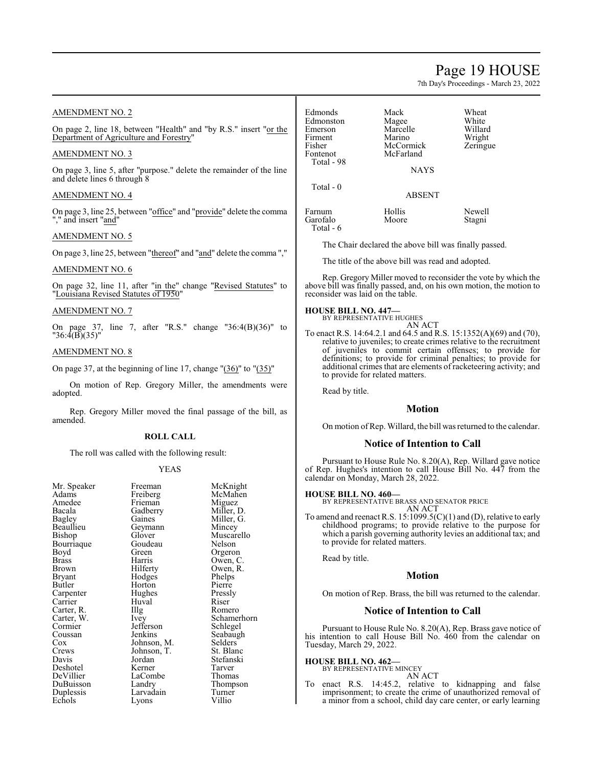AMENDMENT NO. 2

On page 2, line 18, between "Health" and "by R.S." insert "or the Department of Agriculture and Forestry"

AMENDMENT NO. 3

On page 3, line 5, after "purpose." delete the remainder of the line and delete lines 6 through 8

AMENDMENT NO. 4

On page 3, line 25, between "office" and "provide" delete the comma "," and insert "and"

AMENDMENT NO. 5

On page 3, line 25, between "thereof" and "and" delete the comma ","

AMENDMENT NO. 6

On page 32, line 11, after "in the" change "Revised Statutes" to "Louisiana Revised Statutes of 1950"

AMENDMENT NO. 7

On page 37, line 7, after "R.S." change "36:4(B)(36)" to "36:4(B)(35)"

AMENDMENT NO. 8

On page 37, at the beginning of line 17, change "(36)" to "(35)"

On motion of Rep. Gregory Miller, the amendments were adopted.

Rep. Gregory Miller moved the final passage of the bill, as amended.

**ROLL CALL**

The roll was called with the following result:

YEAS

| | | |
|---|---|---|
| Mr. Speaker | Freeman | McKnight |
| Adams | Freiberg | McMahen |
| Amedee | Frieman | Miguez |
| Bacala | Gadberry | Miller, D. |
| Bagley | Gaines | Miller, G. |
| Beaullieu | Geymann | Mincey |
| Bishop | Glover | Muscarello |
| Bourriaque | Goudeau | Nelson |
| Boyd | Green | Orgeron |
| Brass | Harris | Owen, C. |
| Brown | Hilferty | Owen, R. |
| Bryant | Hodges | Phelps |
| Butler | Horton | Pierre |
| Carpenter | Hughes | Pressly |
| Carrier | Huval | Riser |
| Carter, R. | Illg | Romero |
| Carter, W. | Ivey | Schamerhorn |
| Cormier | Jefferson | Schlegel |
| Coussan | Jenkins | Seabaugh |
| Cox | Johnson, M. | Selders |
| Crews | Johnson, T. | St. Blanc |
| Davis | Jordan | Stefanski |
| Deshotel | Kerner | Tarver |
| DeVillier | LaCombe | Thomas |
| DuBuisson | Landry | Thompson |
| Duplessis | Larvadain | Turner |
| Echols | Lyons | Villio |
| Edmonds | Mack | Wheat |
| Edmonston | Magee | White |
| Emerson | Marcelle | Willard |
| Firment | Marino | Wright |
| Fisher | McCormick | Zeringue |
| Fontenot | McFarland | |

Total - 98

NAYS

Total - 0

ABSENT

| | | |
|---|---|---|
| Farnum | Hollis | Newell |
| Garofalo | Moore | Stagni |

Total - 6

The Chair declared the above bill was finally passed.

The title of the above bill was read and adopted.

Rep. Gregory Miller moved to reconsider the vote by which the above bill was finally passed, and, on his own motion, the motion to reconsider was laid on the table.

**HOUSE BILL NO. 447—**
BY REPRESENTATIVE HUGHES
AN ACT

To enact R.S. 14:64.2.1 and 64.5 and R.S. 15:1352(A)(69) and (70), relative to juveniles; to create crimes relative to the recruitment of juveniles to commit certain offenses; to provide for definitions; to provide for criminal penalties; to provide for additional crimes that are elements of racketeering activity; and to provide for related matters.

Read by title.

## Motion

On motion of Rep. Willard, the bill was returned to the calendar.

## Notice of Intention to Call

Pursuant to House Rule No. 8.20(A), Rep. Willard gave notice of Rep. Hughes's intention to call House Bill No. 447 from the calendar on Monday, March 28, 2022.

**HOUSE BILL NO. 460—**
BY REPRESENTATIVE BRASS AND SENATOR PRICE
AN ACT

To amend and reenact R.S. 15:1099.5(C)(1) and (D), relative to early childhood programs; to provide relative to the purpose for which a parish governing authority levies an additional tax; and to provide for related matters.

Read by title.

## Motion

On motion of Rep. Brass, the bill was returned to the calendar.

## Notice of Intention to Call

Pursuant to House Rule No. 8.20(A), Rep. Brass gave notice of his intention to call House Bill No. 460 from the calendar on Tuesday, March 29, 2022.

**HOUSE BILL NO. 462—**
BY REPRESENTATIVE MINCEY
AN ACT

To enact R.S. 14:45.2, relative to kidnapping and false imprisonment; to create the crime of unauthorized removal of a minor from a school, child day care center, or early learning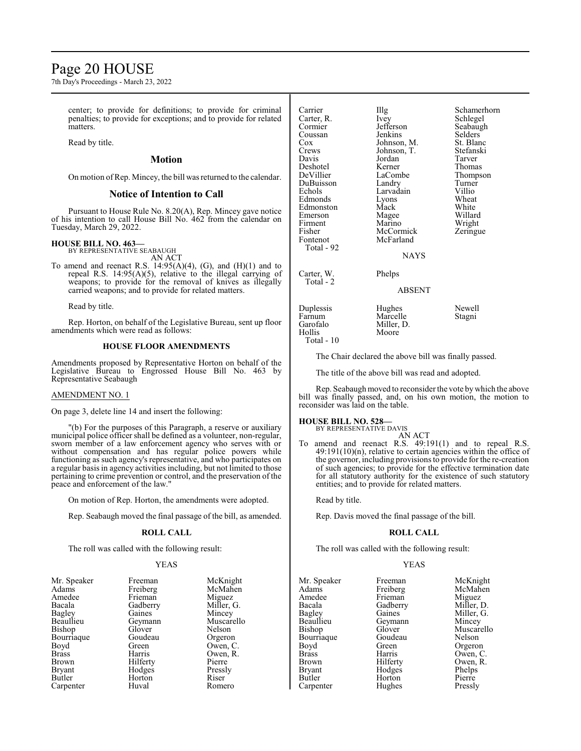center; to provide for definitions; to provide for criminal penalties; to provide for exceptions; and to provide for related matters.

Read by title.

## Motion

On motion of Rep. Mincey, the bill was returned to the calendar.

## Notice of Intention to Call

Pursuant to House Rule No. 8.20(A), Rep. Mincey gave notice of his intention to call House Bill No. 462 from the calendar on Tuesday, March 29, 2022.

**HOUSE BILL NO. 463—**
BY REPRESENTATIVE SEABAUGH
AN ACT

To amend and reenact R.S. 14:95(A)(4), (G), and (H)(1) and to repeal R.S. 14:95(A)(5), relative to the illegal carrying of weapons; to provide for the removal of knives as illegally carried weapons; and to provide for related matters.

Read by title.

Rep. Horton, on behalf of the Legislative Bureau, sent up floor amendments which were read as follows:

**HOUSE FLOOR AMENDMENTS**

Amendments proposed by Representative Horton on behalf of the Legislative Bureau to Engrossed House Bill No. 463 by Representative Seabaugh

AMENDMENT NO. 1

On page 3, delete line 14 and insert the following:

"(b) For the purposes of this Paragraph, a reserve or auxiliary municipal police officer shall be defined as a volunteer, non-regular, sworn member of a law enforcement agency who serves with or without compensation and has regular police powers while functioning as such agency's representative, and who participates on a regular basis in agency activities including, but not limited to those pertaining to crime prevention or control, and the preservation of the peace and enforcement of the law."

On motion of Rep. Horton, the amendments were adopted.

Rep. Seabaugh moved the final passage of the bill, as amended.

**ROLL CALL**

The roll was called with the following result:

YEAS

| | | |
|---|---|---|
| Mr. Speaker | Freeman | McKnight |
| Adams | Freiberg | McMahen |
| Amedee | Frieman | Miguez |
| Bacala | Gadberry | Miller, G. |
| Bagley | Gaines | Mincey |
| Beaullieu | Geymann | Muscarello |
| Bishop | Glover | Nelson |
| Bourriaque | Goudeau | Orgeron |
| Boyd | Green | Owen, C. |
| Brass | Harris | Owen, R. |
| Brown | Hilferty | Pierre |
| Bryant | Hodges | Pressly |
| Butler | Horton | Riser |
| Carpenter | Huval | Romero |
| Carrier | Illg | Schamerhorn |
| Carter, R. | Ivey | Schlegel |
| Cormier | Jefferson | Seabaugh |
| Coussan | Jenkins | Selders |
| Cox | Johnson, M. | St. Blanc |
| Crews | Johnson, T. | Stefanski |
| Davis | Jordan | Tarver |
| Deshotel | Kerner | Thomas |
| DeVillier | LaCombe | Thompson |
| DuBuisson | Landry | Turner |
| Echols | Larvadain | Villio |
| Edmonds | Lyons | Wheat |
| Edmonston | Mack | White |
| Emerson | Magee | Willard |
| Firment | Marino | Wright |
| Fisher | McCormick | Zeringue |
| Fontenot | McFarland | |

Total - 92

NAYS

| | |
|---|---|
| Carter, W. | Phelps |

Total - 2

ABSENT

| | | |
|---|---|---|
| Duplessis | Hughes | Newell |
| Farnum | Marcelle | Stagni |
| Garofalo | Miller, D. | |
| Hollis | Moore | |

Total - 10

The Chair declared the above bill was finally passed.

The title of the above bill was read and adopted.

Rep. Seabaugh moved to reconsider the vote by which the above bill was finally passed, and, on his own motion, the motion to reconsider was laid on the table.

**HOUSE BILL NO. 528—**
BY REPRESENTATIVE DAVIS
AN ACT

To amend and reenact R.S. 49:191(1) and to repeal R.S. 49:191(10)(n), relative to certain agencies within the office of the governor, including provisions to provide for the re-creation of such agencies; to provide for the effective termination date for all statutory authority for the existence of such statutory entities; and to provide for related matters.

Read by title.

Rep. Davis moved the final passage of the bill.

**ROLL CALL**

The roll was called with the following result:

YEAS

| | | |
|---|---|---|
| Mr. Speaker | Freeman | McKnight |
| Adams | Freiberg | McMahen |
| Amedee | Frieman | Miguez |
| Bacala | Gadberry | Miller, D. |
| Bagley | Gaines | Miller, G. |
| Beaullieu | Geymann | Mincey |
| Bishop | Glover | Muscarello |
| Bourriaque | Goudeau | Nelson |
| Boyd | Green | Orgeron |
| Brass | Harris | Owen, C. |
| Brown | Hilferty | Owen, R. |
| Bryant | Hodges | Phelps |
| Butler | Horton | Pierre |
| Carpenter | Hughes | Pressly |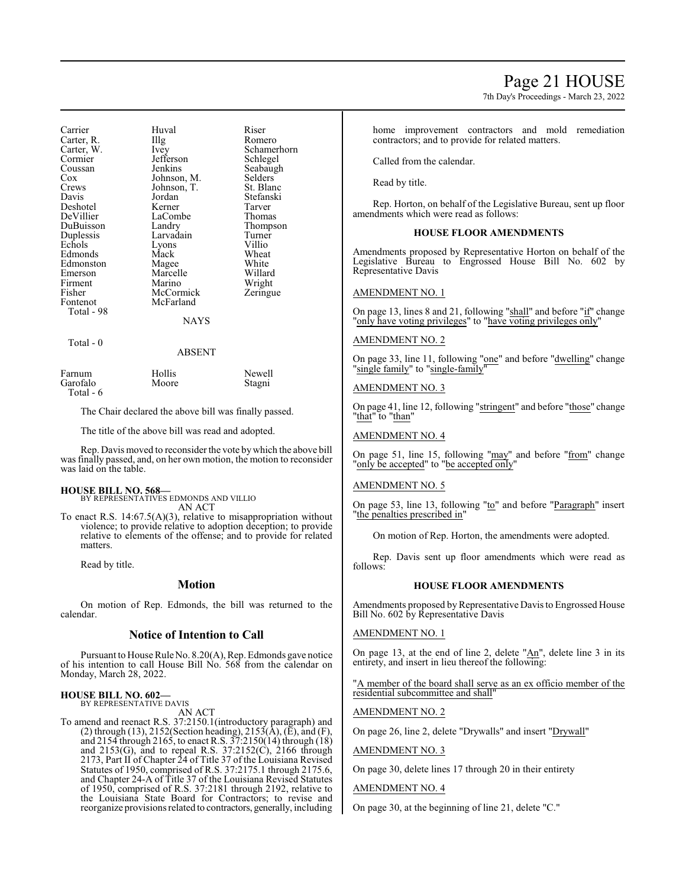| | | |
|---|---|---|
| Carrier | Huval | Riser |
| Carter, R. | Illg | Romero |
| Carter, W. | Ivey | Schamerhorn |
| Cormier | Jefferson | Schlegel |
| Coussan | Jenkins | Seabaugh |
| Cox | Johnson, M. | Selders |
| Crews | Johnson, T. | St. Blanc |
| Davis | Jordan | Stefanski |
| Deshotel | Kerner | Tarver |
| DeVillier | LaCombe | Thomas |
| DuBuisson | Landry | Thompson |
| Duplessis | Larvadain | Turner |
| Echols | Lyons | Villio |
| Edmonds | Mack | Wheat |
| Edmonston | Magee | White |
| Emerson | Marcelle | Willard |
| Firment | Marino | Wright |
| Fisher | McCormick | Zeringue |
| Fontenot | McFarland | |
| Total - 98 | | |

NAYS

Total - 0

ABSENT

| | | |
|---|---|---|
| Farnum | Hollis | Newell |
| Garofalo | Moore | Stagni |
| Total - 6 | | |

The Chair declared the above bill was finally passed.

The title of the above bill was read and adopted.

Rep. Davis moved to reconsider the vote by which the above bill was finally passed, and, on her own motion, the motion to reconsider was laid on the table.

**HOUSE BILL NO. 568—**
BY REPRESENTATIVES EDMONDS AND VILLIO
AN ACT

To enact R.S. 14:67.5(A)(3), relative to misappropriation without violence; to provide relative to adoption deception; to provide relative to elements of the offense; and to provide for related matters.

Read by title.

## Motion

On motion of Rep. Edmonds, the bill was returned to the calendar.

## Notice of Intention to Call

Pursuant to House Rule No. 8.20(A), Rep. Edmonds gave notice of his intention to call House Bill No. 568 from the calendar on Monday, March 28, 2022.

**HOUSE BILL NO. 602—**
BY REPRESENTATIVE DAVIS
AN ACT

To amend and reenact R.S. 37:2150.1(introductory paragraph) and (2) through (13), 2152(Section heading), 2153(A), (E), and (F), and 2154 through 2165, to enact R.S. 37:2150(14) through (18) and 2153(G), and to repeal R.S. 37:2152(C), 2166 through 2173, Part II of Chapter 24 of Title 37 of the Louisiana Revised Statutes of 1950, comprised of R.S. 37:2175.1 through 2175.6, and Chapter 24-A of Title 37 of the Louisiana Revised Statutes of 1950, comprised of R.S. 37:2181 through 2192, relative to the Louisiana State Board for Contractors; to revise and reorganize provisions related to contractors, generally, including home improvement contractors and mold remediation contractors; and to provide for related matters.

Called from the calendar.

Read by title.

Rep. Horton, on behalf of the Legislative Bureau, sent up floor amendments which were read as follows:

### HOUSE FLOOR AMENDMENTS

Amendments proposed by Representative Horton on behalf of the Legislative Bureau to Engrossed House Bill No. 602 by Representative Davis

AMENDMENT NO. 1

On page 13, lines 8 and 21, following "shall" and before "if" change "only have voting privileges" to "have voting privileges only"

AMENDMENT NO. 2

On page 33, line 11, following "one" and before "dwelling" change "single family" to "single-family"

AMENDMENT NO. 3

On page 41, line 12, following "stringent" and before "those" change "that" to "than"

AMENDMENT NO. 4

On page 51, line 15, following "may" and before "from" change "only be accepted" to "be accepted only"

AMENDMENT NO. 5

On page 53, line 13, following "to" and before "Paragraph" insert "the penalties prescribed in"

On motion of Rep. Horton, the amendments were adopted.

Rep. Davis sent up floor amendments which were read as follows:

### HOUSE FLOOR AMENDMENTS

Amendments proposed by Representative Davis to Engrossed House Bill No. 602 by Representative Davis

AMENDMENT NO. 1

On page 13, at the end of line 2, delete "An", delete line 3 in its entirety, and insert in lieu thereof the following:

"A member of the board shall serve as an ex officio member of the residential subcommittee and shall"

AMENDMENT NO. 2

On page 26, line 2, delete "Drywalls" and insert "Drywall"

AMENDMENT NO. 3

On page 30, delete lines 17 through 20 in their entirety

AMENDMENT NO. 4

On page 30, at the beginning of line 21, delete "C."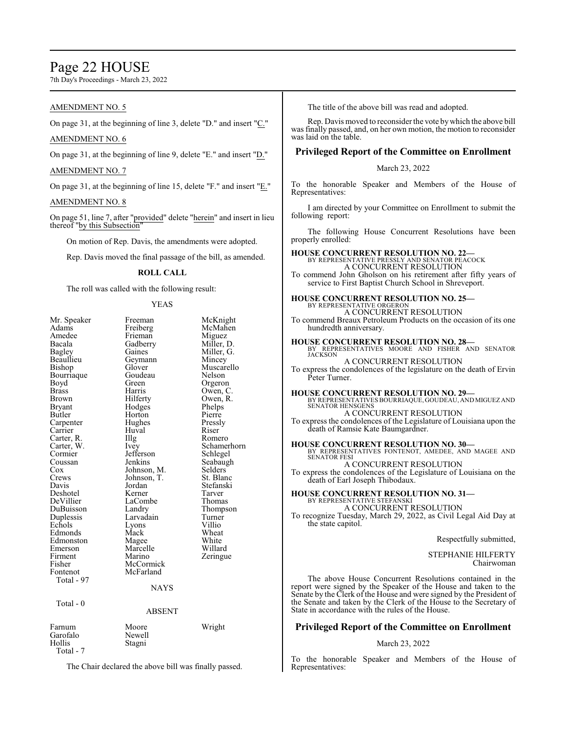AMENDMENT NO. 5

On page 31, at the beginning of line 3, delete "D." and insert "C."

AMENDMENT NO. 6

On page 31, at the beginning of line 9, delete "E." and insert "D."

AMENDMENT NO. 7

On page 31, at the beginning of line 15, delete "F." and insert "E."

AMENDMENT NO. 8

On page 51, line 7, after "provided" delete "herein" and insert in lieu thereof "by this Subsection"

On motion of Rep. Davis, the amendments were adopted.

Rep. Davis moved the final passage of the bill, as amended.

**ROLL CALL**

The roll was called with the following result:

YEAS

| | | |
|---|---|---|
| Mr. Speaker | Freeman | McKnight |
| Adams | Freiberg | McMahen |
| Amedee | Frieman | Miguez |
| Bacala | Gadberry | Miller, D. |
| Bagley | Gaines | Miller, G. |
| Beaullieu | Geymann | Mincey |
| Bishop | Glover | Muscarello |
| Bourriaque | Goudeau | Nelson |
| Boyd | Green | Orgeron |
| Brass | Harris | Owen, C. |
| Brown | Hilferty | Owen, R. |
| Bryant | Hodges | Phelps |
| Butler | Horton | Pierre |
| Carpenter | Hughes | Pressly |
| Carrier | Huval | Riser |
| Carter, R. | Illg | Romero |
| Carter, W. | Ivey | Schamerhorn |
| Cormier | Jefferson | Schlegel |
| Coussan | Jenkins | Seabaugh |
| Cox | Johnson, M. | Selders |
| Crews | Johnson, T. | St. Blanc |
| Davis | Jordan | Stefanski |
| Deshotel | Kerner | Tarver |
| DeVillier | LaCombe | Thomas |
| DuBuisson | Landry | Thompson |
| Duplessis | Larvadain | Turner |
| Echols | Lyons | Villio |
| Edmonds | Mack | Wheat |
| Edmonston | Magee | White |
| Emerson | Marcelle | Willard |
| Firment | Marino | Zeringue |
| Fisher | McCormick | |
| Fontenot | McFarland | |

Total - 97

NAYS

Total - 0

ABSENT

| | | |
|---|---|---|
| Farnum | Moore | Wright |
| Garofalo | Newell | |
| Hollis | Stagni | |

Total - 7

The Chair declared the above bill was finally passed.

The title of the above bill was read and adopted.

Rep. Davis moved to reconsider the vote by which the above bill was finally passed, and, on her own motion, the motion to reconsider was laid on the table.

## Privileged Report of the Committee on Enrollment

March 23, 2022

To the honorable Speaker and Members of the House of Representatives:

I am directed by your Committee on Enrollment to submit the following report:

The following House Concurrent Resolutions have been properly enrolled:

**HOUSE CONCURRENT RESOLUTION NO. 22—**
BY REPRESENTATIVE PRESSLY AND SENATOR PEACOCK
A CONCURRENT RESOLUTION
To commend John Gholson on his retirement after fifty years of service to First Baptist Church School in Shreveport.

**HOUSE CONCURRENT RESOLUTION NO. 25—**
BY REPRESENTATIVE ORGERON
A CONCURRENT RESOLUTION
To commend Breaux Petroleum Products on the occasion of its one hundredth anniversary.

**HOUSE CONCURRENT RESOLUTION NO. 28—**
BY REPRESENTATIVES MOORE AND FISHER AND SENATOR JACKSON
A CONCURRENT RESOLUTION
To express the condolences of the legislature on the death of Ervin Peter Turner.

**HOUSE CONCURRENT RESOLUTION NO. 29—**
BY REPRESENTATIVES BOURRIAQUE, GOUDEAU, AND MIGUEZ AND SENATOR HENSGENS
A CONCURRENT RESOLUTION
To express the condolences of the Legislature of Louisiana upon the death of Ramsie Kate Baumgardner.

**HOUSE CONCURRENT RESOLUTION NO. 30—**
BY REPRESENTATIVES FONTENOT, AMEDEE, AND MAGEE AND SENATOR FESI
A CONCURRENT RESOLUTION
To express the condolences of the Legislature of Louisiana on the death of Earl Joseph Thibodaux.

**HOUSE CONCURRENT RESOLUTION NO. 31—**
BY REPRESENTATIVE STEFANSKI
A CONCURRENT RESOLUTION
To recognize Tuesday, March 29, 2022, as Civil Legal Aid Day at the state capitol.

Respectfully submitted,

STEPHANIE HILFERTY
Chairwoman

The above House Concurrent Resolutions contained in the report were signed by the Speaker of the House and taken to the Senate by the Clerk of the House and were signed by the President of the Senate and taken by the Clerk of the House to the Secretary of State in accordance with the rules of the House.

## Privileged Report of the Committee on Enrollment

March 23, 2022

To the honorable Speaker and Members of the House of Representatives: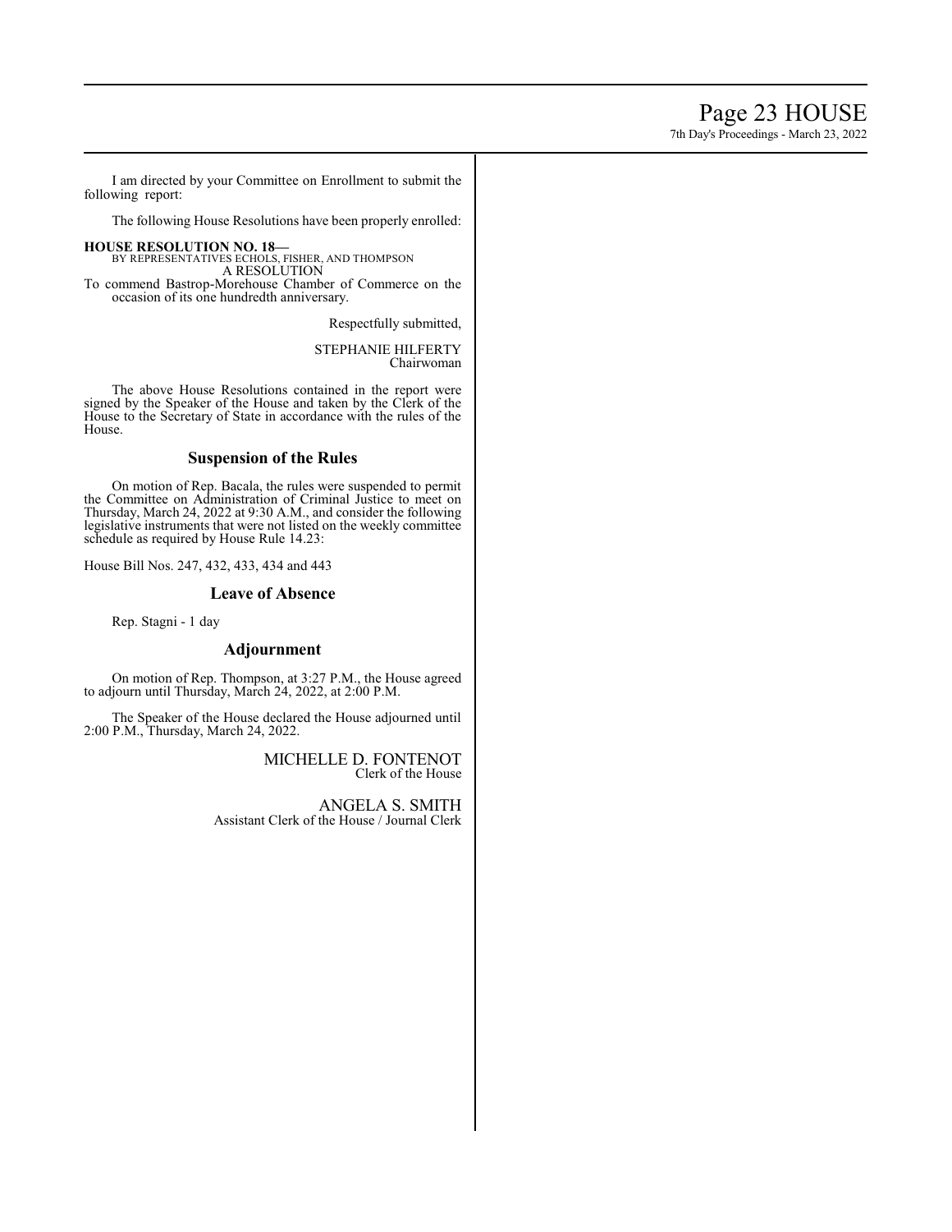I am directed by your Committee on Enrollment to submit the following report:

The following House Resolutions have been properly enrolled:

**HOUSE RESOLUTION NO. 18—**
BY REPRESENTATIVES ECHOLS, FISHER, AND THOMPSON
A RESOLUTION
To commend Bastrop-Morehouse Chamber of Commerce on the occasion of its one hundredth anniversary.

Respectfully submitted,

STEPHANIE HILFERTY
Chairwoman

The above House Resolutions contained in the report were signed by the Speaker of the House and taken by the Clerk of the House to the Secretary of State in accordance with the rules of the House.

### Suspension of the Rules

On motion of Rep. Bacala, the rules were suspended to permit the Committee on Administration of Criminal Justice to meet on Thursday, March 24, 2022 at 9:30 A.M., and consider the following legislative instruments that were not listed on the weekly committee schedule as required by House Rule 14.23:

House Bill Nos. 247, 432, 433, 434 and 443

### Leave of Absence

Rep. Stagni - 1 day

### Adjournment

On motion of Rep. Thompson, at 3:27 P.M., the House agreed to adjourn until Thursday, March 24, 2022, at 2:00 P.M.

The Speaker of the House declared the House adjourned until 2:00 P.M., Thursday, March 24, 2022.

MICHELLE D. FONTENOT
Clerk of the House

ANGELA S. SMITH
Assistant Clerk of the House / Journal Clerk